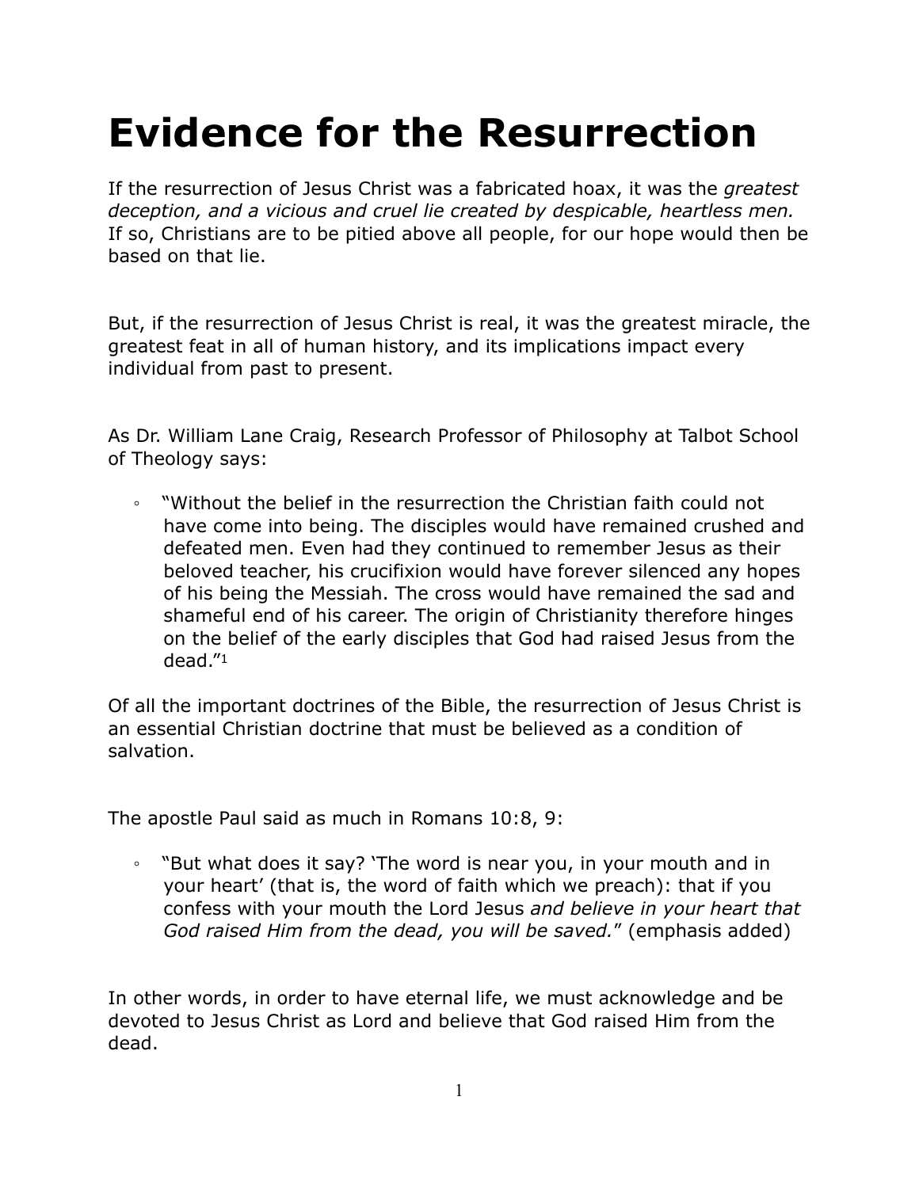# Evidence for the Resurrection

If the resurrection of Jesus Christ was a fabricated hoax, it was the *greatest deception, and a vicious and cruel lie created by despicable, heartless men.* If so, Christians are to be pitied above all people, for our hope would then be based on that lie.

But, if the resurrection of Jesus Christ is real, it was the greatest miracle, the greatest feat in all of human history, and its implications impact every individual from past to present.

As Dr. William Lane Craig, Research Professor of Philosophy at Talbot School of Theology says:

- "Without the belief in the resurrection the Christian faith could not have come into being. The disciples would have remained crushed and defeated men. Even had they continued to remember Jesus as their beloved teacher, his crucifixion would have forever silenced any hopes of his being the Messiah. The cross would have remained the sad and shameful end of his career. The origin of Christianity therefore hinges on the belief of the early disciples that God had raised Jesus from the dead."[1]

Of all the important doctrines of the Bible, the resurrection of Jesus Christ is an essential Christian doctrine that must be believed as a condition of salvation.

The apostle Paul said as much in Romans 10:8, 9:

- "But what does it say? 'The word is near you, in your mouth and in your heart' (that is, the word of faith which we preach): that if you confess with your mouth the Lord Jesus *and believe in your heart that God raised Him from the dead, you will be saved.*" (emphasis added)

In other words, in order to have eternal life, we must acknowledge and be devoted to Jesus Christ as Lord and believe that God raised Him from the dead.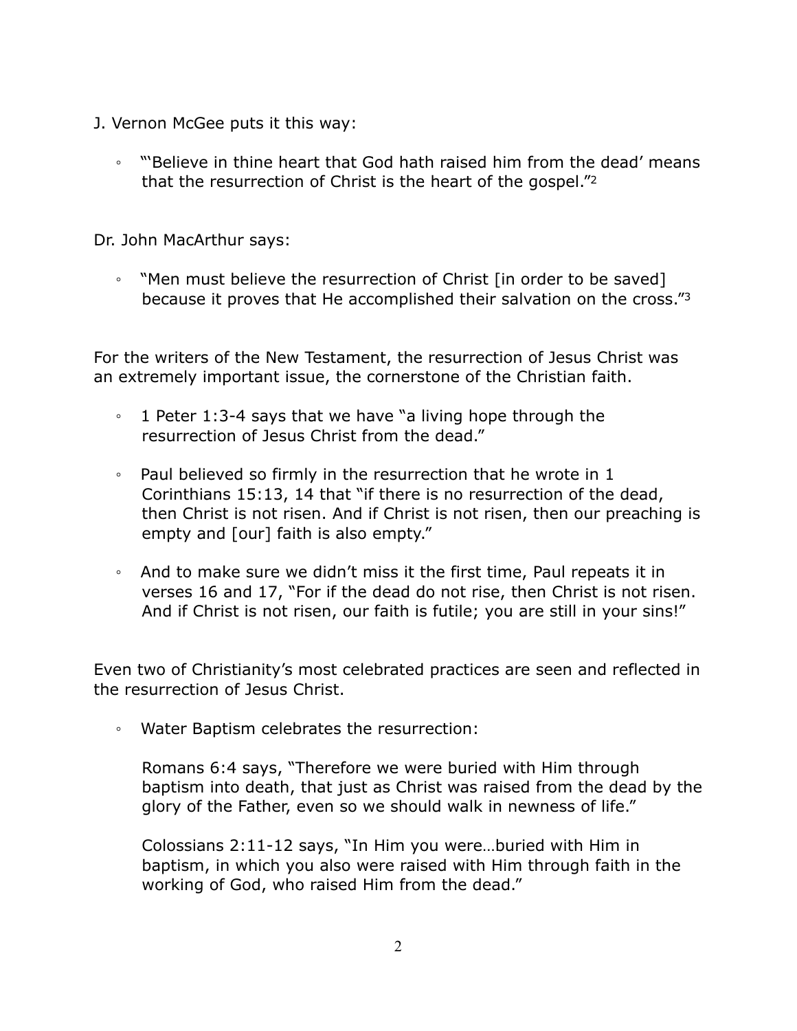J. Vernon McGee puts it this way:

- "'Believe in thine heart that God hath raised him from the dead' means that the resurrection of Christ is the heart of the gospel."[2]

Dr. John MacArthur says:

- "Men must believe the resurrection of Christ [in order to be saved] because it proves that He accomplished their salvation on the cross."[3]

For the writers of the New Testament, the resurrection of Jesus Christ was an extremely important issue, the cornerstone of the Christian faith.

- 1 Peter 1:3-4 says that we have "a living hope through the resurrection of Jesus Christ from the dead."

- Paul believed so firmly in the resurrection that he wrote in 1 Corinthians 15:13, 14 that "if there is no resurrection of the dead, then Christ is not risen. And if Christ is not risen, then our preaching is empty and [our] faith is also empty."

- And to make sure we didn't miss it the first time, Paul repeats it in verses 16 and 17, "For if the dead do not rise, then Christ is not risen. And if Christ is not risen, our faith is futile; you are still in your sins!"

Even two of Christianity's most celebrated practices are seen and reflected in the resurrection of Jesus Christ.

- Water Baptism celebrates the resurrection:

  Romans 6:4 says, "Therefore we were buried with Him through baptism into death, that just as Christ was raised from the dead by the glory of the Father, even so we should walk in newness of life."

  Colossians 2:11-12 says, "In Him you were…buried with Him in baptism, in which you also were raised with Him through faith in the working of God, who raised Him from the dead."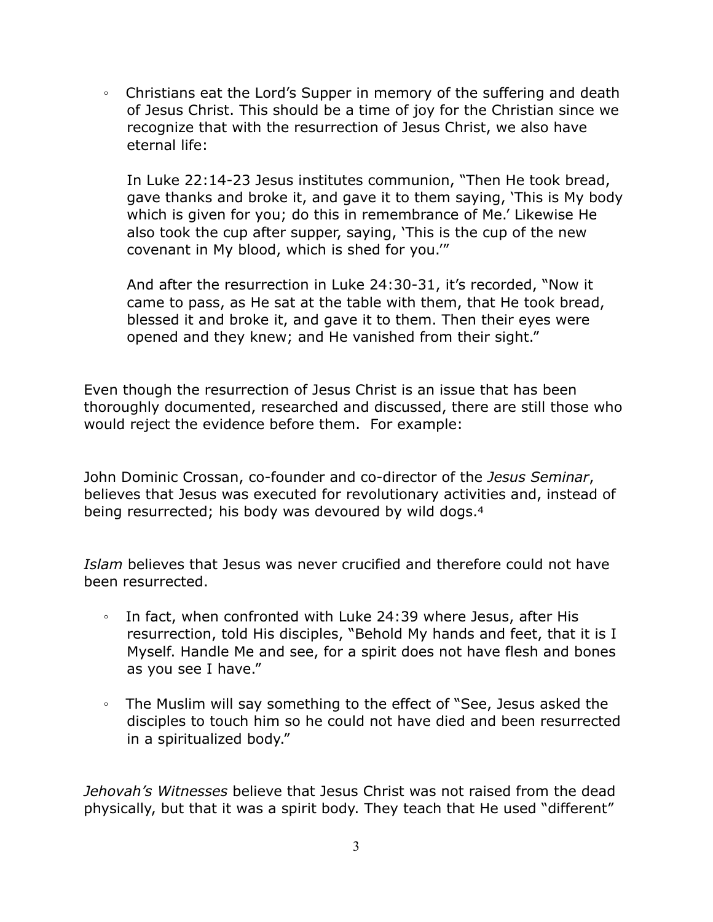- Christians eat the Lord's Supper in memory of the suffering and death of Jesus Christ. This should be a time of joy for the Christian since we recognize that with the resurrection of Jesus Christ, we also have eternal life:

  In Luke 22:14-23 Jesus institutes communion, "Then He took bread, gave thanks and broke it, and gave it to them saying, 'This is My body which is given for you; do this in remembrance of Me.' Likewise He also took the cup after supper, saying, 'This is the cup of the new covenant in My blood, which is shed for you.'"

  And after the resurrection in Luke 24:30-31, it's recorded, "Now it came to pass, as He sat at the table with them, that He took bread, blessed it and broke it, and gave it to them. Then their eyes were opened and they knew; and He vanished from their sight."

Even though the resurrection of Jesus Christ is an issue that has been thoroughly documented, researched and discussed, there are still those who would reject the evidence before them. For example:

John Dominic Crossan, co-founder and co-director of the *Jesus Seminar*, believes that Jesus was executed for revolutionary activities and, instead of being resurrected; his body was devoured by wild dogs.[4]

*Islam* believes that Jesus was never crucified and therefore could not have been resurrected.

- In fact, when confronted with Luke 24:39 where Jesus, after His resurrection, told His disciples, "Behold My hands and feet, that it is I Myself. Handle Me and see, for a spirit does not have flesh and bones as you see I have."
- The Muslim will say something to the effect of "See, Jesus asked the disciples to touch him so he could not have died and been resurrected in a spiritualized body."

*Jehovah's Witnesses* believe that Jesus Christ was not raised from the dead physically, but that it was a spirit body. They teach that He used "different"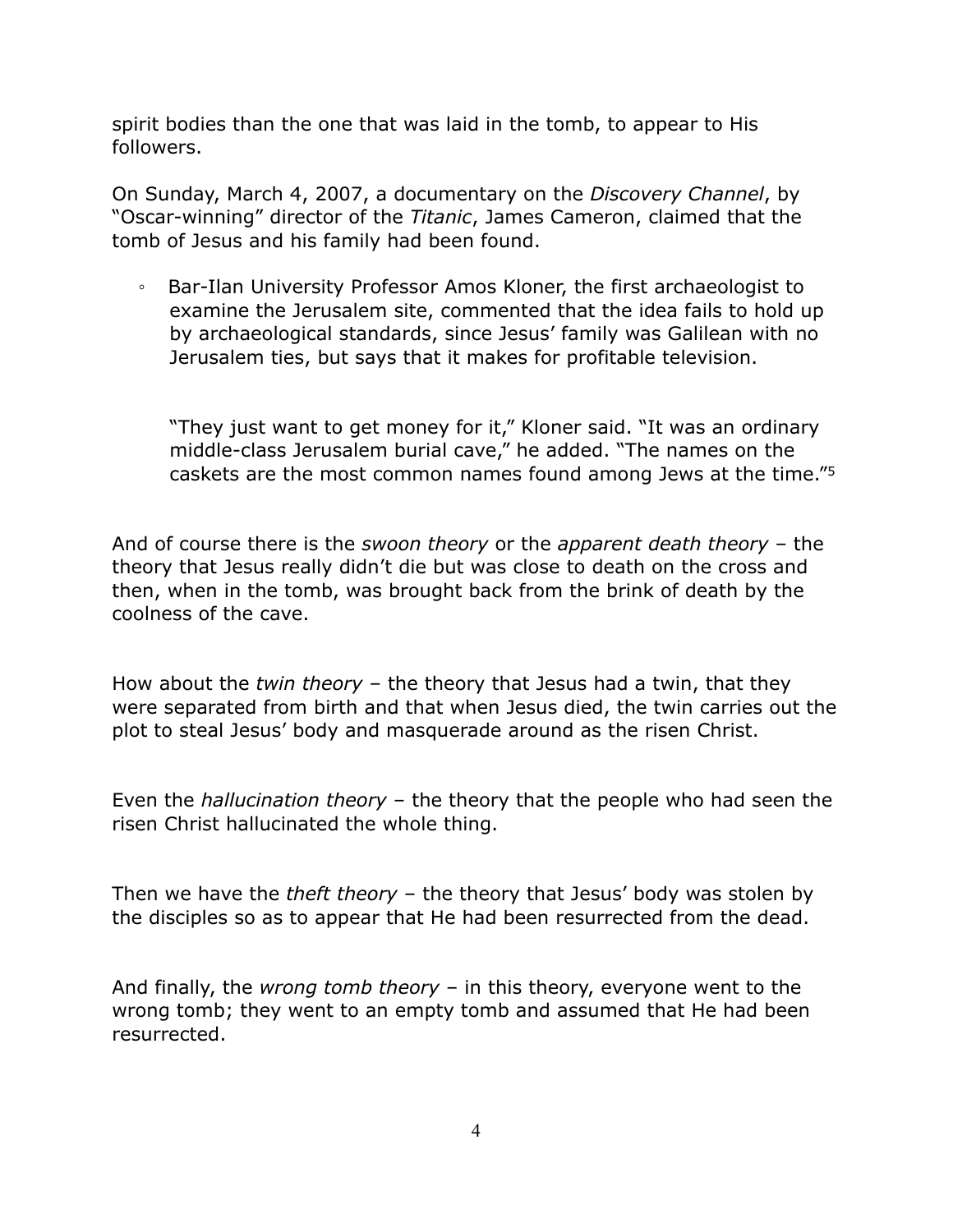spirit bodies than the one that was laid in the tomb, to appear to His followers.

On Sunday, March 4, 2007, a documentary on the *Discovery Channel*, by "Oscar-winning" director of the *Titanic*, James Cameron, claimed that the tomb of Jesus and his family had been found.

- Bar-Ilan University Professor Amos Kloner, the first archaeologist to examine the Jerusalem site, commented that the idea fails to hold up by archaeological standards, since Jesus' family was Galilean with no Jerusalem ties, but says that it makes for profitable television.

  "They just want to get money for it," Kloner said. "It was an ordinary middle-class Jerusalem burial cave," he added. "The names on the caskets are the most common names found among Jews at the time."[5]

And of course there is the *swoon theory* or the *apparent death theory* – the theory that Jesus really didn't die but was close to death on the cross and then, when in the tomb, was brought back from the brink of death by the coolness of the cave.

How about the *twin theory* – the theory that Jesus had a twin, that they were separated from birth and that when Jesus died, the twin carries out the plot to steal Jesus' body and masquerade around as the risen Christ.

Even the *hallucination theory* – the theory that the people who had seen the risen Christ hallucinated the whole thing.

Then we have the *theft theory* – the theory that Jesus' body was stolen by the disciples so as to appear that He had been resurrected from the dead.

And finally, the *wrong tomb theory* – in this theory, everyone went to the wrong tomb; they went to an empty tomb and assumed that He had been resurrected.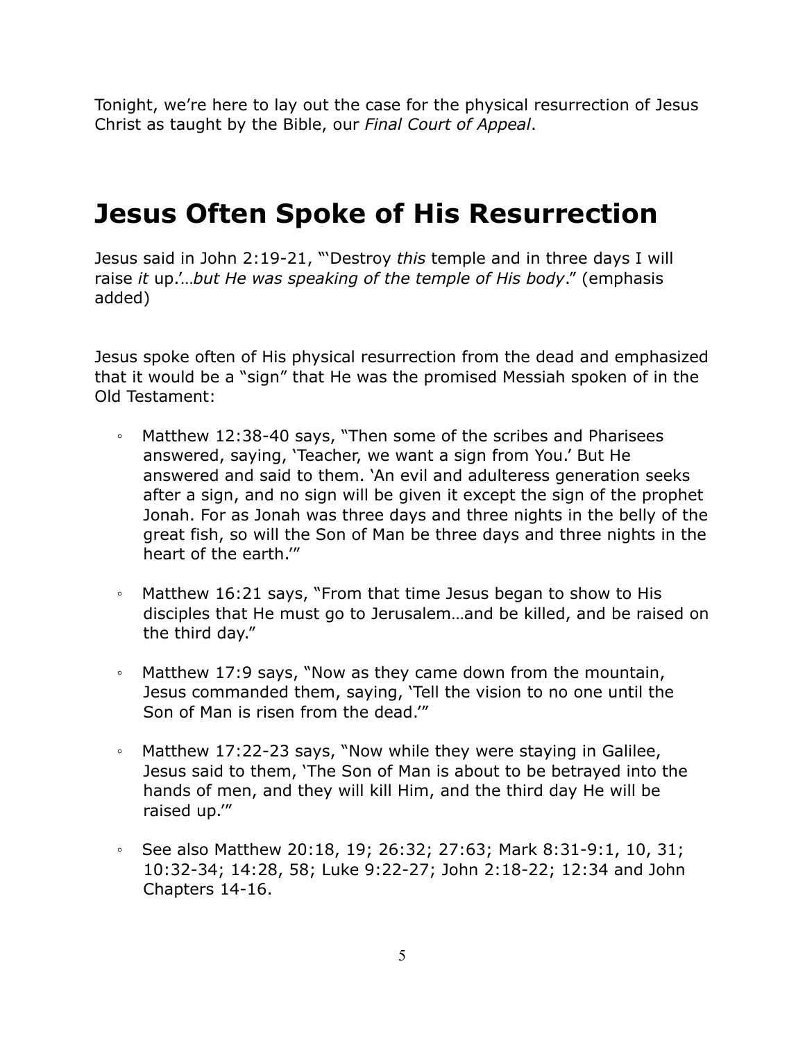Tonight, we're here to lay out the case for the physical resurrection of Jesus Christ as taught by the Bible, our *Final Court of Appeal*.

# Jesus Often Spoke of His Resurrection

Jesus said in John 2:19-21, "'Destroy *this* temple and in three days I will raise *it* up.'…*but He was speaking of the temple of His body*." (emphasis added)

Jesus spoke often of His physical resurrection from the dead and emphasized that it would be a "sign" that He was the promised Messiah spoken of in the Old Testament:

- Matthew 12:38-40 says, "Then some of the scribes and Pharisees answered, saying, 'Teacher, we want a sign from You.' But He answered and said to them. 'An evil and adulteress generation seeks after a sign, and no sign will be given it except the sign of the prophet Jonah. For as Jonah was three days and three nights in the belly of the great fish, so will the Son of Man be three days and three nights in the heart of the earth.'"

- Matthew 16:21 says, "From that time Jesus began to show to His disciples that He must go to Jerusalem…and be killed, and be raised on the third day."

- Matthew 17:9 says, "Now as they came down from the mountain, Jesus commanded them, saying, 'Tell the vision to no one until the Son of Man is risen from the dead.'"

- Matthew 17:22-23 says, "Now while they were staying in Galilee, Jesus said to them, 'The Son of Man is about to be betrayed into the hands of men, and they will kill Him, and the third day He will be raised up.'"

- See also Matthew 20:18, 19; 26:32; 27:63; Mark 8:31-9:1, 10, 31; 10:32-34; 14:28, 58; Luke 9:22-27; John 2:18-22; 12:34 and John Chapters 14-16.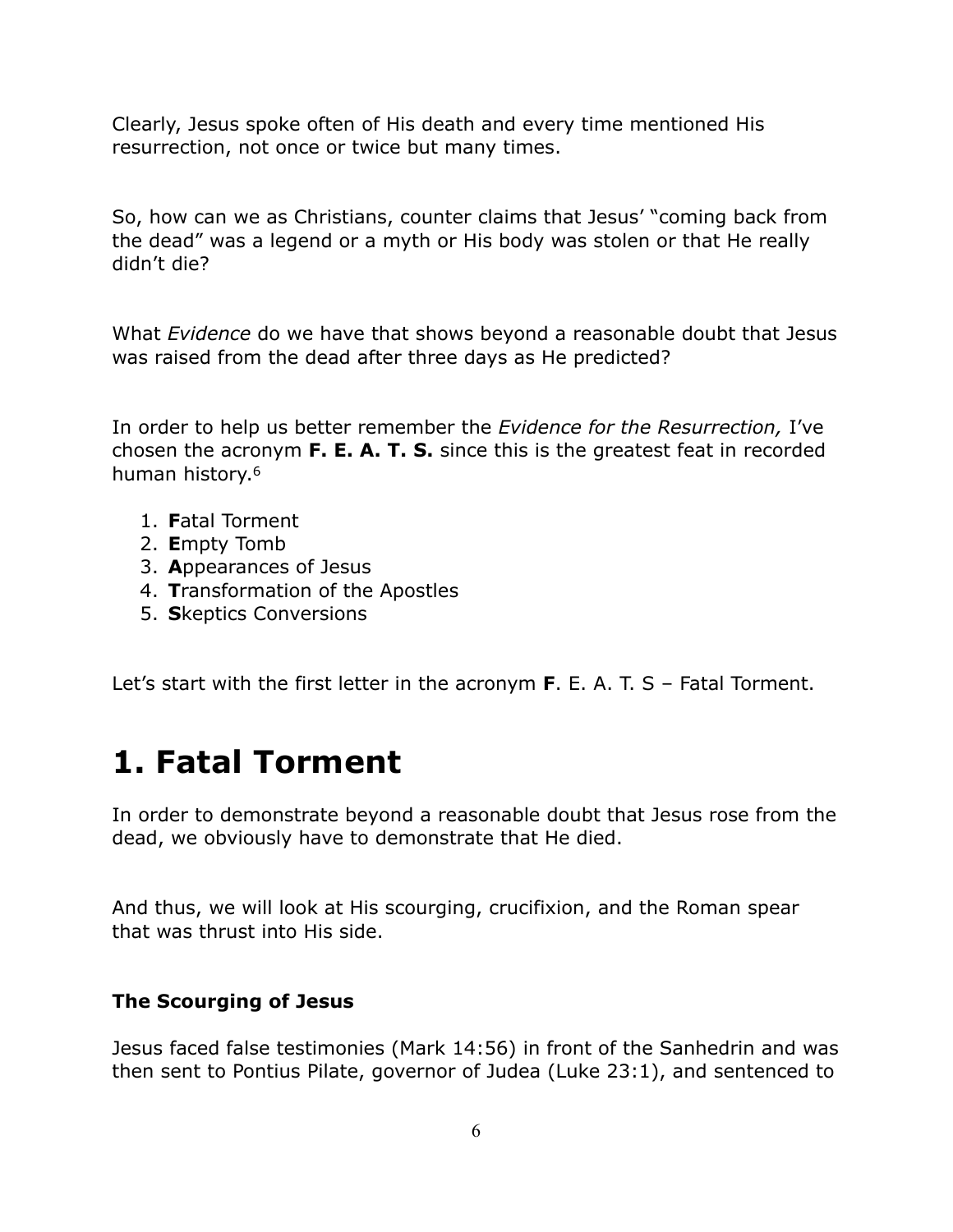Clearly, Jesus spoke often of His death and every time mentioned His resurrection, not once or twice but many times.

So, how can we as Christians, counter claims that Jesus' "coming back from the dead" was a legend or a myth or His body was stolen or that He really didn't die?

What *Evidence* do we have that shows beyond a reasonable doubt that Jesus was raised from the dead after three days as He predicted?

In order to help us better remember the *Evidence for the Resurrection,* I've chosen the acronym **F. E. A. T. S.** since this is the greatest feat in recorded human history.[6]

1. **F**atal Torment
2. **E**mpty Tomb
3. **A**ppearances of Jesus
4. **T**ransformation of the Apostles
5. **S**keptics Conversions

Let's start with the first letter in the acronym **F**. E. A. T. S – Fatal Torment.

# 1. Fatal Torment

In order to demonstrate beyond a reasonable doubt that Jesus rose from the dead, we obviously have to demonstrate that He died.

And thus, we will look at His scourging, crucifixion, and the Roman spear that was thrust into His side.

### The Scourging of Jesus

Jesus faced false testimonies (Mark 14:56) in front of the Sanhedrin and was then sent to Pontius Pilate, governor of Judea (Luke 23:1), and sentenced to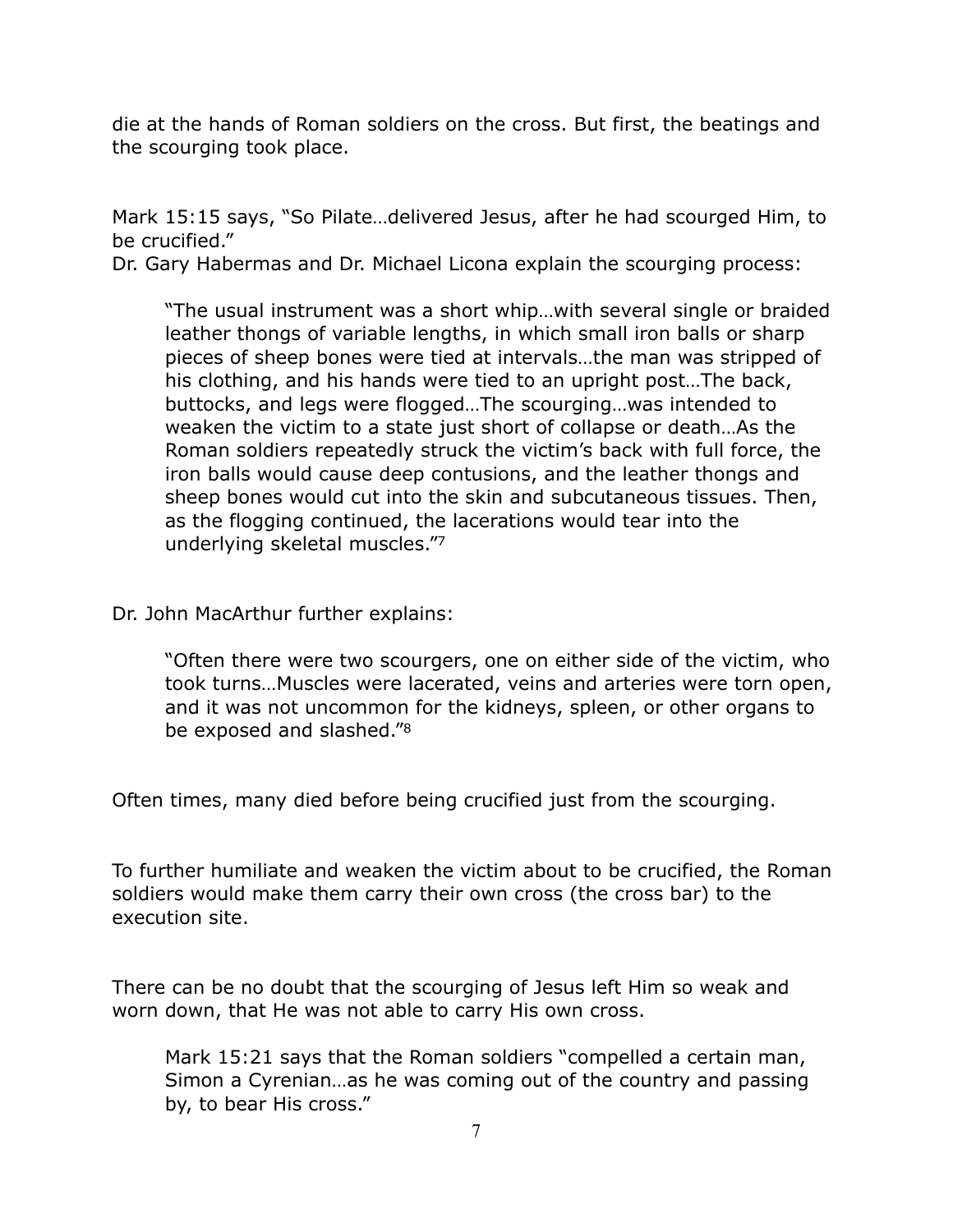die at the hands of Roman soldiers on the cross. But first, the beatings and the scourging took place.

Mark 15:15 says, "So Pilate…delivered Jesus, after he had scourged Him, to be crucified."
Dr. Gary Habermas and Dr. Michael Licona explain the scourging process:

> "The usual instrument was a short whip…with several single or braided leather thongs of variable lengths, in which small iron balls or sharp pieces of sheep bones were tied at intervals…the man was stripped of his clothing, and his hands were tied to an upright post…The back, buttocks, and legs were flogged…The scourging…was intended to weaken the victim to a state just short of collapse or death…As the Roman soldiers repeatedly struck the victim's back with full force, the iron balls would cause deep contusions, and the leather thongs and sheep bones would cut into the skin and subcutaneous tissues. Then, as the flogging continued, the lacerations would tear into the underlying skeletal muscles."[7]

Dr. John MacArthur further explains:

> "Often there were two scourgers, one on either side of the victim, who took turns…Muscles were lacerated, veins and arteries were torn open, and it was not uncommon for the kidneys, spleen, or other organs to be exposed and slashed."[8]

Often times, many died before being crucified just from the scourging.

To further humiliate and weaken the victim about to be crucified, the Roman soldiers would make them carry their own cross (the cross bar) to the execution site.

There can be no doubt that the scourging of Jesus left Him so weak and worn down, that He was not able to carry His own cross.

> Mark 15:21 says that the Roman soldiers "compelled a certain man, Simon a Cyrenian…as he was coming out of the country and passing by, to bear His cross."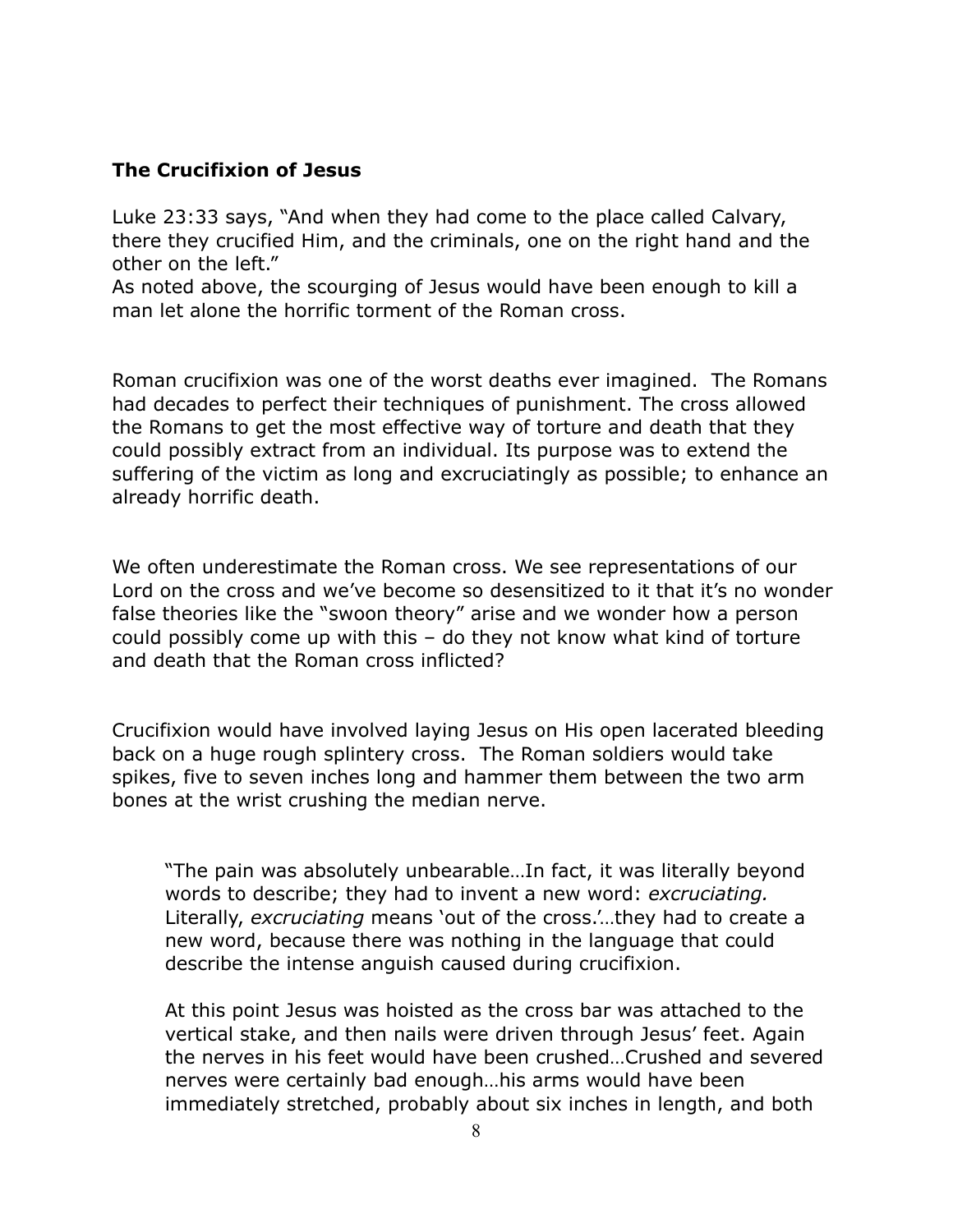**The Crucifixion of Jesus**

Luke 23:33 says, "And when they had come to the place called Calvary, there they crucified Him, and the criminals, one on the right hand and the other on the left."
As noted above, the scourging of Jesus would have been enough to kill a man let alone the horrific torment of the Roman cross.

Roman crucifixion was one of the worst deaths ever imagined. The Romans had decades to perfect their techniques of punishment. The cross allowed the Romans to get the most effective way of torture and death that they could possibly extract from an individual. Its purpose was to extend the suffering of the victim as long and excruciatingly as possible; to enhance an already horrific death.

We often underestimate the Roman cross. We see representations of our Lord on the cross and we've become so desensitized to it that it's no wonder false theories like the "swoon theory" arise and we wonder how a person could possibly come up with this – do they not know what kind of torture and death that the Roman cross inflicted?

Crucifixion would have involved laying Jesus on His open lacerated bleeding back on a huge rough splintery cross. The Roman soldiers would take spikes, five to seven inches long and hammer them between the two arm bones at the wrist crushing the median nerve.

> "The pain was absolutely unbearable…In fact, it was literally beyond words to describe; they had to invent a new word: *excruciating.* Literally, *excruciating* means 'out of the cross.'…they had to create a new word, because there was nothing in the language that could describe the intense anguish caused during crucifixion.
>
> At this point Jesus was hoisted as the cross bar was attached to the vertical stake, and then nails were driven through Jesus' feet. Again the nerves in his feet would have been crushed…Crushed and severed nerves were certainly bad enough…his arms would have been immediately stretched, probably about six inches in length, and both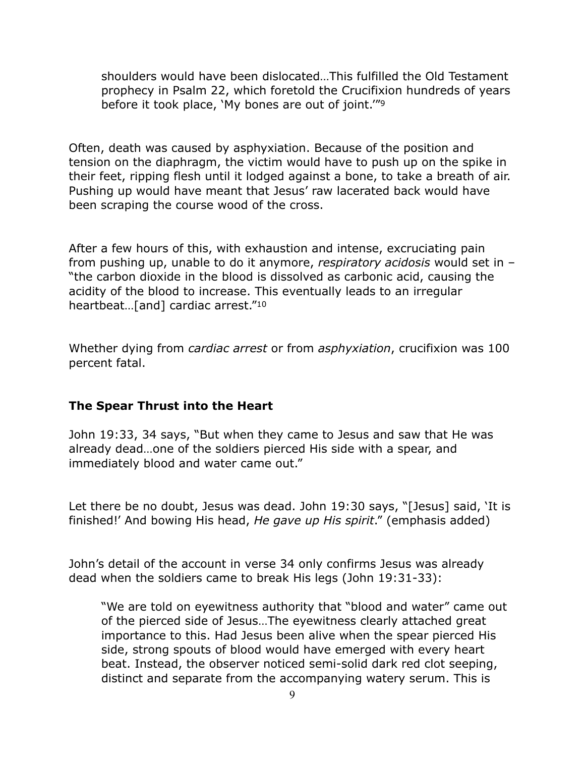> shoulders would have been dislocated…This fulfilled the Old Testament prophecy in Psalm 22, which foretold the Crucifixion hundreds of years before it took place, 'My bones are out of joint.'"[9]

Often, death was caused by asphyxiation. Because of the position and tension on the diaphragm, the victim would have to push up on the spike in their feet, ripping flesh until it lodged against a bone, to take a breath of air. Pushing up would have meant that Jesus' raw lacerated back would have been scraping the course wood of the cross.

After a few hours of this, with exhaustion and intense, excruciating pain from pushing up, unable to do it anymore, *respiratory acidosis* would set in – "the carbon dioxide in the blood is dissolved as carbonic acid, causing the acidity of the blood to increase. This eventually leads to an irregular heartbeat…[and] cardiac arrest."[10]

Whether dying from *cardiac arrest* or from *asphyxiation*, crucifixion was 100 percent fatal.

**The Spear Thrust into the Heart**

John 19:33, 34 says, "But when they came to Jesus and saw that He was already dead…one of the soldiers pierced His side with a spear, and immediately blood and water came out."

Let there be no doubt, Jesus was dead. John 19:30 says, "[Jesus] said, 'It is finished!' And bowing His head, *He gave up His spirit*." (emphasis added)

John's detail of the account in verse 34 only confirms Jesus was already dead when the soldiers came to break His legs (John 19:31-33):

> "We are told on eyewitness authority that "blood and water" came out of the pierced side of Jesus…The eyewitness clearly attached great importance to this. Had Jesus been alive when the spear pierced His side, strong spouts of blood would have emerged with every heart beat. Instead, the observer noticed semi-solid dark red clot seeping, distinct and separate from the accompanying watery serum. This is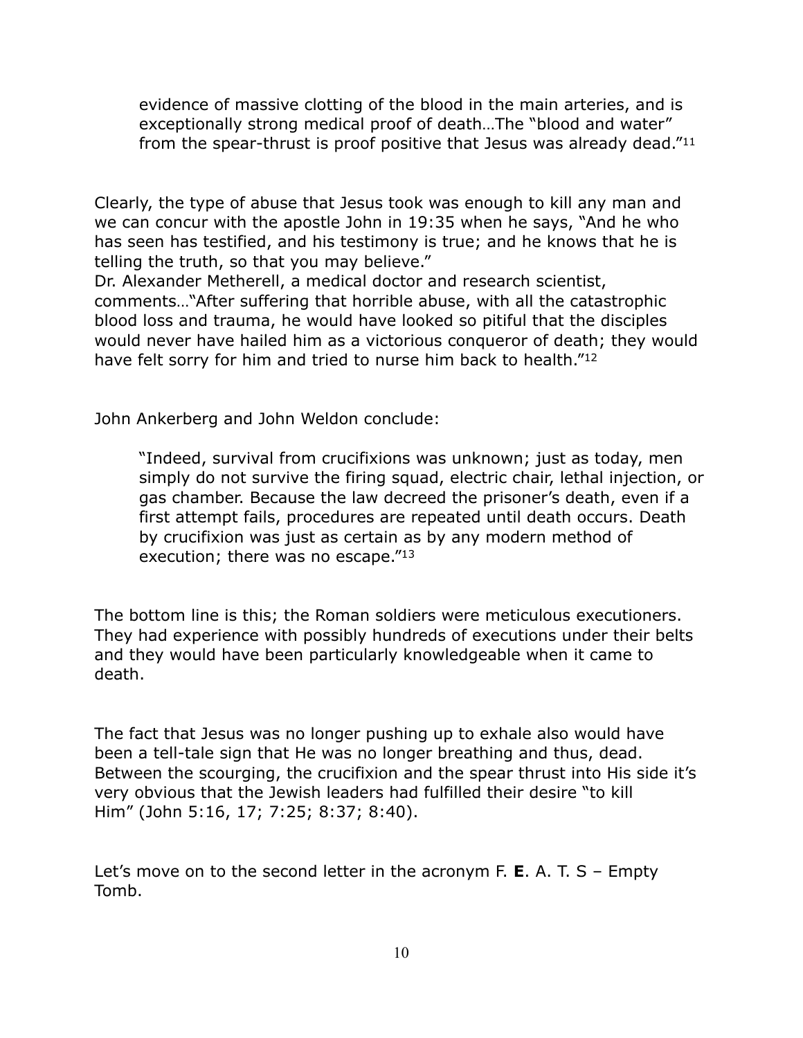> evidence of massive clotting of the blood in the main arteries, and is exceptionally strong medical proof of death…The "blood and water" from the spear-thrust is proof positive that Jesus was already dead."[11]

Clearly, the type of abuse that Jesus took was enough to kill any man and we can concur with the apostle John in 19:35 when he says, "And he who has seen has testified, and his testimony is true; and he knows that he is telling the truth, so that you may believe."
Dr. Alexander Metherell, a medical doctor and research scientist, comments…"After suffering that horrible abuse, with all the catastrophic blood loss and trauma, he would have looked so pitiful that the disciples would never have hailed him as a victorious conqueror of death; they would have felt sorry for him and tried to nurse him back to health."[12]

John Ankerberg and John Weldon conclude:

> "Indeed, survival from crucifixions was unknown; just as today, men simply do not survive the firing squad, electric chair, lethal injection, or gas chamber. Because the law decreed the prisoner's death, even if a first attempt fails, procedures are repeated until death occurs. Death by crucifixion was just as certain as by any modern method of execution; there was no escape."[13]

The bottom line is this; the Roman soldiers were meticulous executioners. They had experience with possibly hundreds of executions under their belts and they would have been particularly knowledgeable when it came to death.

The fact that Jesus was no longer pushing up to exhale also would have been a tell-tale sign that He was no longer breathing and thus, dead. Between the scourging, the crucifixion and the spear thrust into His side it's very obvious that the Jewish leaders had fulfilled their desire "to kill Him" (John 5:16, 17; 7:25; 8:37; 8:40).

Let's move on to the second letter in the acronym F. **E**. A. T. S – Empty Tomb.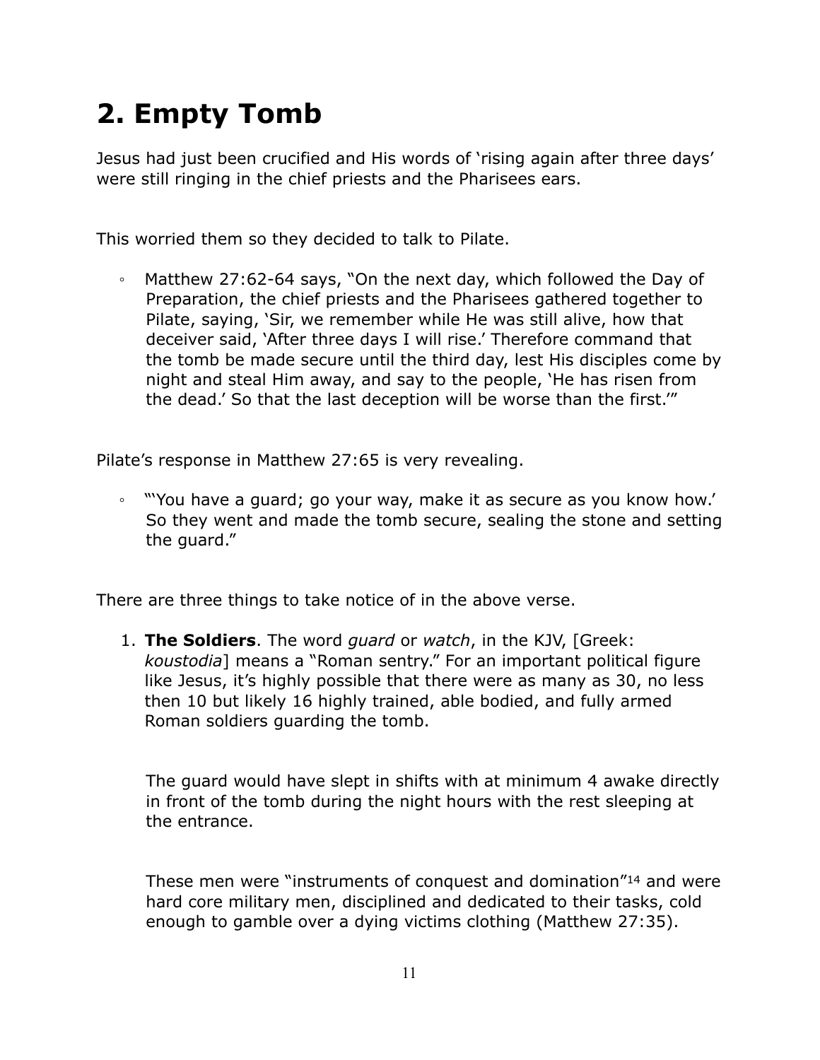# 2. Empty Tomb

Jesus had just been crucified and His words of 'rising again after three days' were still ringing in the chief priests and the Pharisees ears.

This worried them so they decided to talk to Pilate.

- Matthew 27:62-64 says, "On the next day, which followed the Day of Preparation, the chief priests and the Pharisees gathered together to Pilate, saying, 'Sir, we remember while He was still alive, how that deceiver said, 'After three days I will rise.' Therefore command that the tomb be made secure until the third day, lest His disciples come by night and steal Him away, and say to the people, 'He has risen from the dead.' So that the last deception will be worse than the first.'"

Pilate's response in Matthew 27:65 is very revealing.

- "'You have a guard; go your way, make it as secure as you know how.' So they went and made the tomb secure, sealing the stone and setting the guard."

There are three things to take notice of in the above verse.

1. **The Soldiers**. The word *guard* or *watch*, in the KJV, [Greek: *koustodia*] means a "Roman sentry." For an important political figure like Jesus, it's highly possible that there were as many as 30, no less then 10 but likely 16 highly trained, able bodied, and fully armed Roman soldiers guarding the tomb.

   The guard would have slept in shifts with at minimum 4 awake directly in front of the tomb during the night hours with the rest sleeping at the entrance.

   These men were "instruments of conquest and domination"[14] and were hard core military men, disciplined and dedicated to their tasks, cold enough to gamble over a dying victims clothing (Matthew 27:35).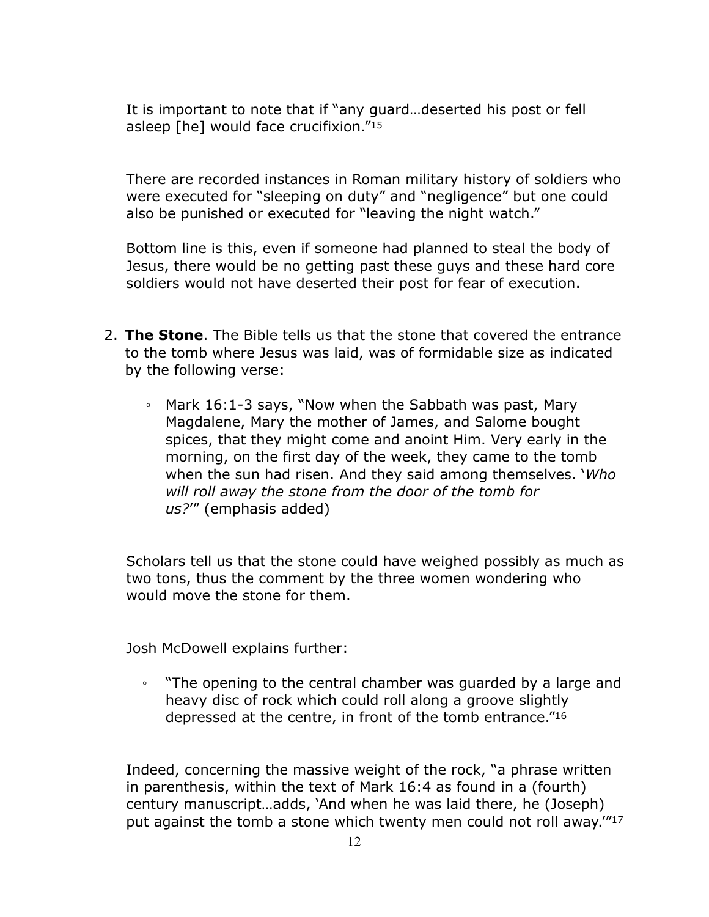It is important to note that if "any guard…deserted his post or fell asleep [he] would face crucifixion."[15]

There are recorded instances in Roman military history of soldiers who were executed for "sleeping on duty" and "negligence" but one could also be punished or executed for "leaving the night watch."

Bottom line is this, even if someone had planned to steal the body of Jesus, there would be no getting past these guys and these hard core soldiers would not have deserted their post for fear of execution.

2. **The Stone**. The Bible tells us that the stone that covered the entrance to the tomb where Jesus was laid, was of formidable size as indicated by the following verse:

   - Mark 16:1-3 says, "Now when the Sabbath was past, Mary Magdalene, Mary the mother of James, and Salome bought spices, that they might come and anoint Him. Very early in the morning, on the first day of the week, they came to the tomb when the sun had risen. And they said among themselves. '*Who will roll away the stone from the door of the tomb for us?*'" (emphasis added)

Scholars tell us that the stone could have weighed possibly as much as two tons, thus the comment by the three women wondering who would move the stone for them.

Josh McDowell explains further:

- "The opening to the central chamber was guarded by a large and heavy disc of rock which could roll along a groove slightly depressed at the centre, in front of the tomb entrance."[16]

Indeed, concerning the massive weight of the rock, "a phrase written in parenthesis, within the text of Mark 16:4 as found in a (fourth) century manuscript…adds, 'And when he was laid there, he (Joseph) put against the tomb a stone which twenty men could not roll away.'"[17]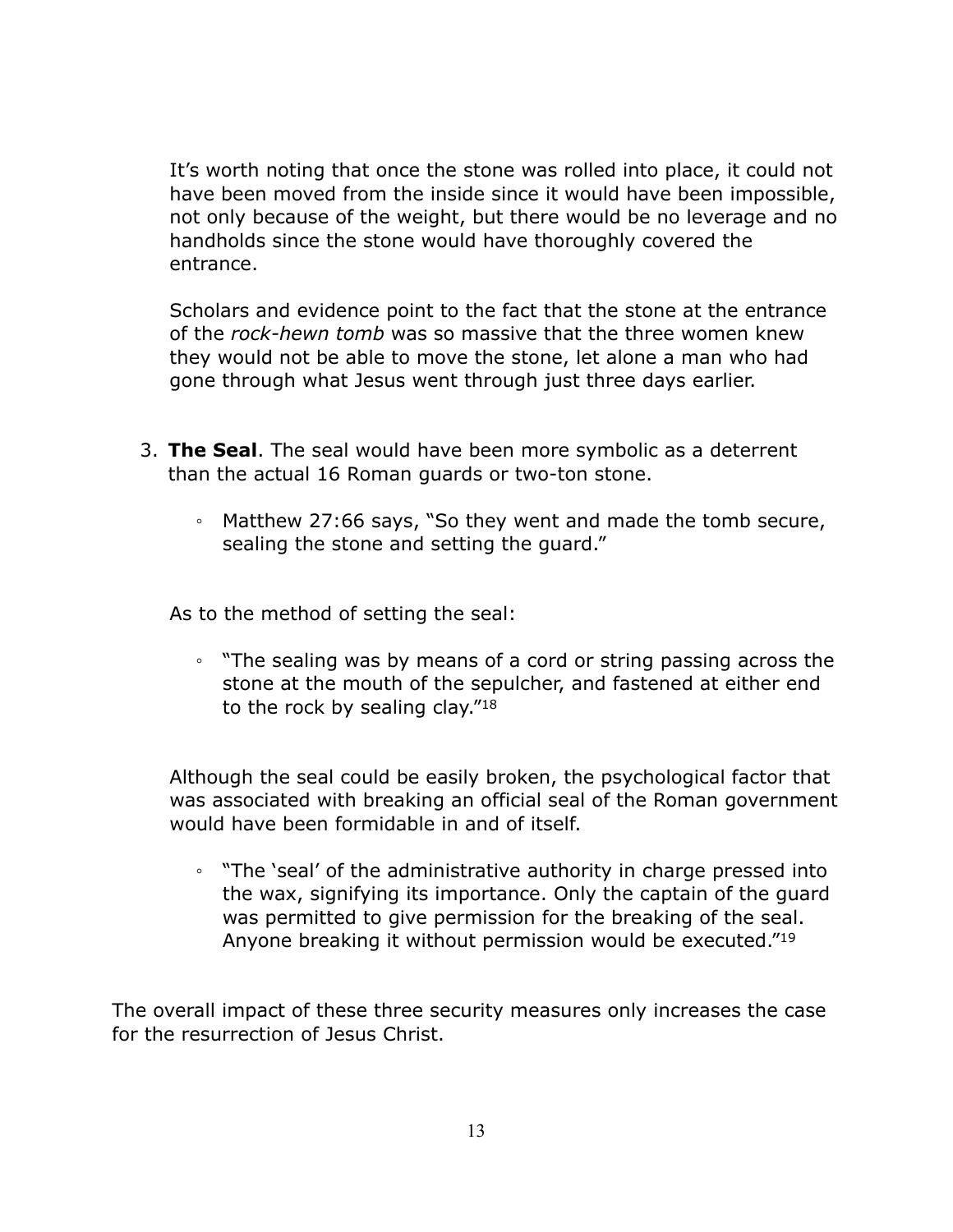It's worth noting that once the stone was rolled into place, it could not have been moved from the inside since it would have been impossible, not only because of the weight, but there would be no leverage and no handholds since the stone would have thoroughly covered the entrance.

Scholars and evidence point to the fact that the stone at the entrance of the *rock-hewn tomb* was so massive that the three women knew they would not be able to move the stone, let alone a man who had gone through what Jesus went through just three days earlier.

3. **The Seal**. The seal would have been more symbolic as a deterrent than the actual 16 Roman guards or two-ton stone.

   - Matthew 27:66 says, "So they went and made the tomb secure, sealing the stone and setting the guard."

   As to the method of setting the seal:

   - "The sealing was by means of a cord or string passing across the stone at the mouth of the sepulcher, and fastened at either end to the rock by sealing clay."[18]

   Although the seal could be easily broken, the psychological factor that was associated with breaking an official seal of the Roman government would have been formidable in and of itself.

   - "The 'seal' of the administrative authority in charge pressed into the wax, signifying its importance. Only the captain of the guard was permitted to give permission for the breaking of the seal. Anyone breaking it without permission would be executed."[19]

The overall impact of these three security measures only increases the case for the resurrection of Jesus Christ.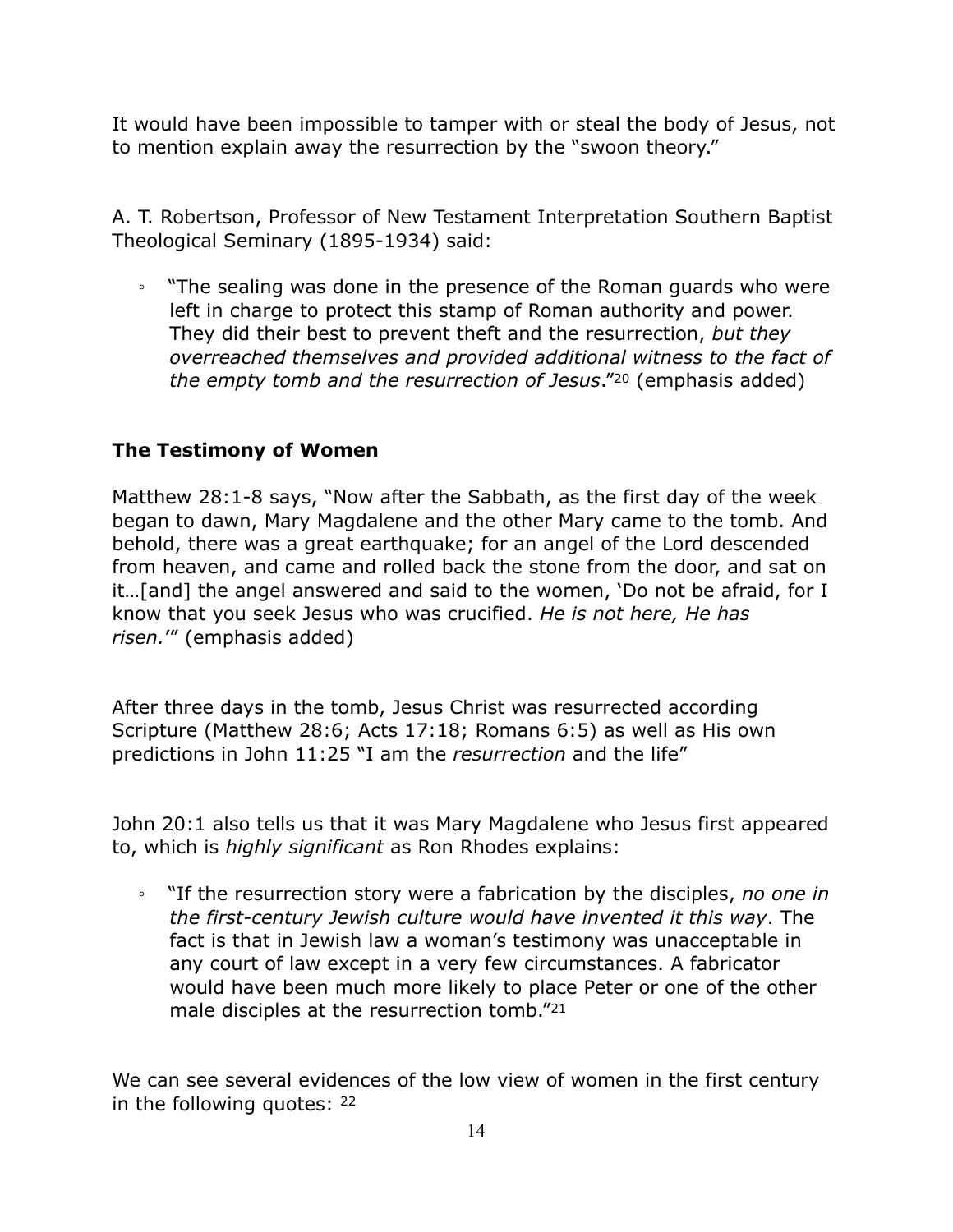It would have been impossible to tamper with or steal the body of Jesus, not to mention explain away the resurrection by the "swoon theory."

A. T. Robertson, Professor of New Testament Interpretation Southern Baptist Theological Seminary (1895-1934) said:

- "The sealing was done in the presence of the Roman guards who were left in charge to protect this stamp of Roman authority and power. They did their best to prevent theft and the resurrection, *but they overreached themselves and provided additional witness to the fact of the empty tomb and the resurrection of Jesus*."[20] (emphasis added)

**The Testimony of Women**

Matthew 28:1-8 says, "Now after the Sabbath, as the first day of the week began to dawn, Mary Magdalene and the other Mary came to the tomb. And behold, there was a great earthquake; for an angel of the Lord descended from heaven, and came and rolled back the stone from the door, and sat on it…[and] the angel answered and said to the women, 'Do not be afraid, for I know that you seek Jesus who was crucified. *He is not here, He has risen.*'" (emphasis added)

After three days in the tomb, Jesus Christ was resurrected according Scripture (Matthew 28:6; Acts 17:18; Romans 6:5) as well as His own predictions in John 11:25 "I am the *resurrection* and the life"

John 20:1 also tells us that it was Mary Magdalene who Jesus first appeared to, which is *highly significant* as Ron Rhodes explains:

- "If the resurrection story were a fabrication by the disciples, *no one in the first-century Jewish culture would have invented it this way*. The fact is that in Jewish law a woman's testimony was unacceptable in any court of law except in a very few circumstances. A fabricator would have been much more likely to place Peter or one of the other male disciples at the resurrection tomb."[21]

We can see several evidences of the low view of women in the first century in the following quotes: [22]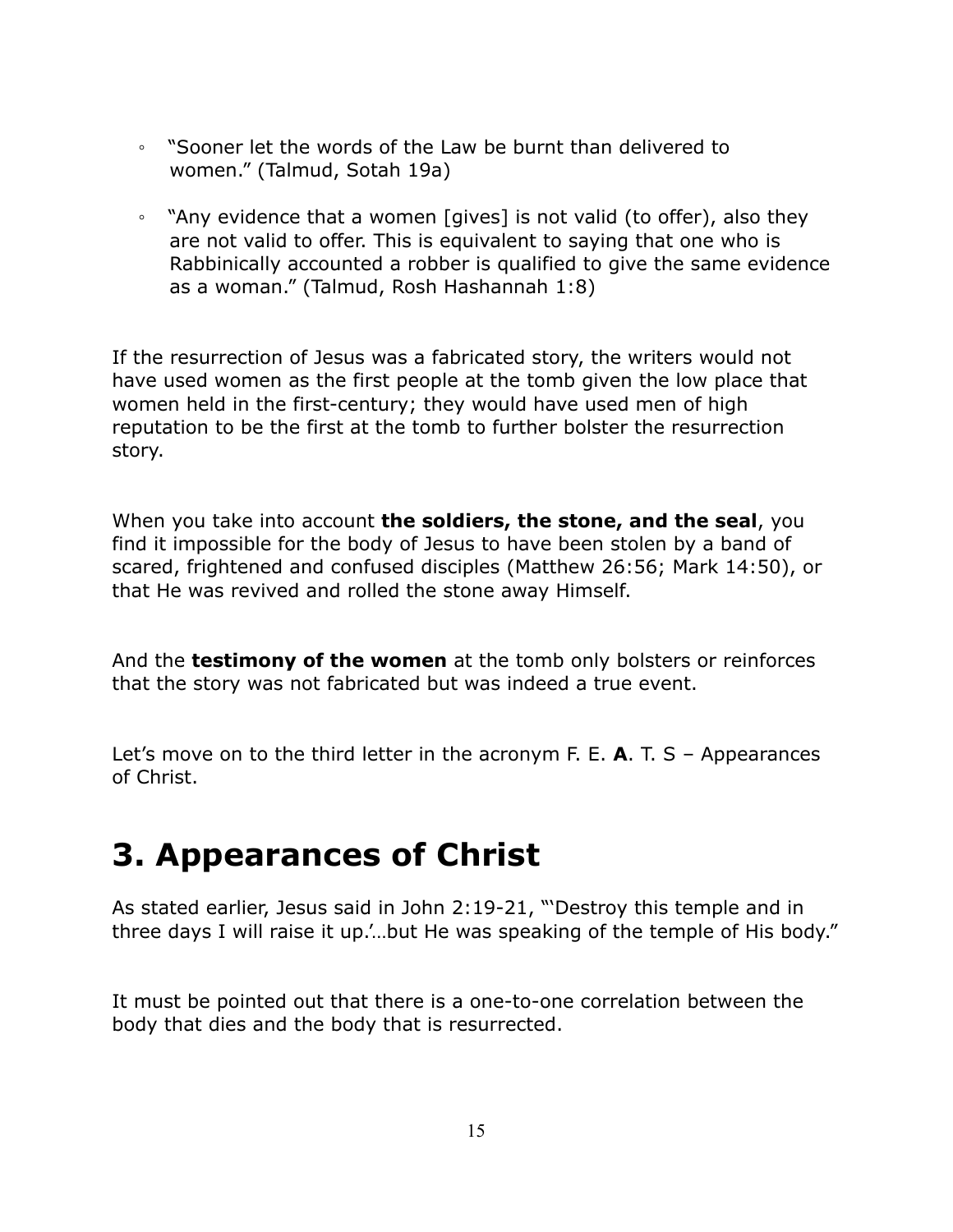- "Sooner let the words of the Law be burnt than delivered to women." (Talmud, Sotah 19a)

- "Any evidence that a women [gives] is not valid (to offer), also they are not valid to offer. This is equivalent to saying that one who is Rabbinically accounted a robber is qualified to give the same evidence as a woman." (Talmud, Rosh Hashannah 1:8)

If the resurrection of Jesus was a fabricated story, the writers would not have used women as the first people at the tomb given the low place that women held in the first-century; they would have used men of high reputation to be the first at the tomb to further bolster the resurrection story.

When you take into account **the soldiers, the stone, and the seal**, you find it impossible for the body of Jesus to have been stolen by a band of scared, frightened and confused disciples (Matthew 26:56; Mark 14:50), or that He was revived and rolled the stone away Himself.

And the **testimony of the women** at the tomb only bolsters or reinforces that the story was not fabricated but was indeed a true event.

Let's move on to the third letter in the acronym F. E. **A**. T. S – Appearances of Christ.

# 3. Appearances of Christ

As stated earlier, Jesus said in John 2:19-21, "'Destroy this temple and in three days I will raise it up.'…but He was speaking of the temple of His body."

It must be pointed out that there is a one-to-one correlation between the body that dies and the body that is resurrected.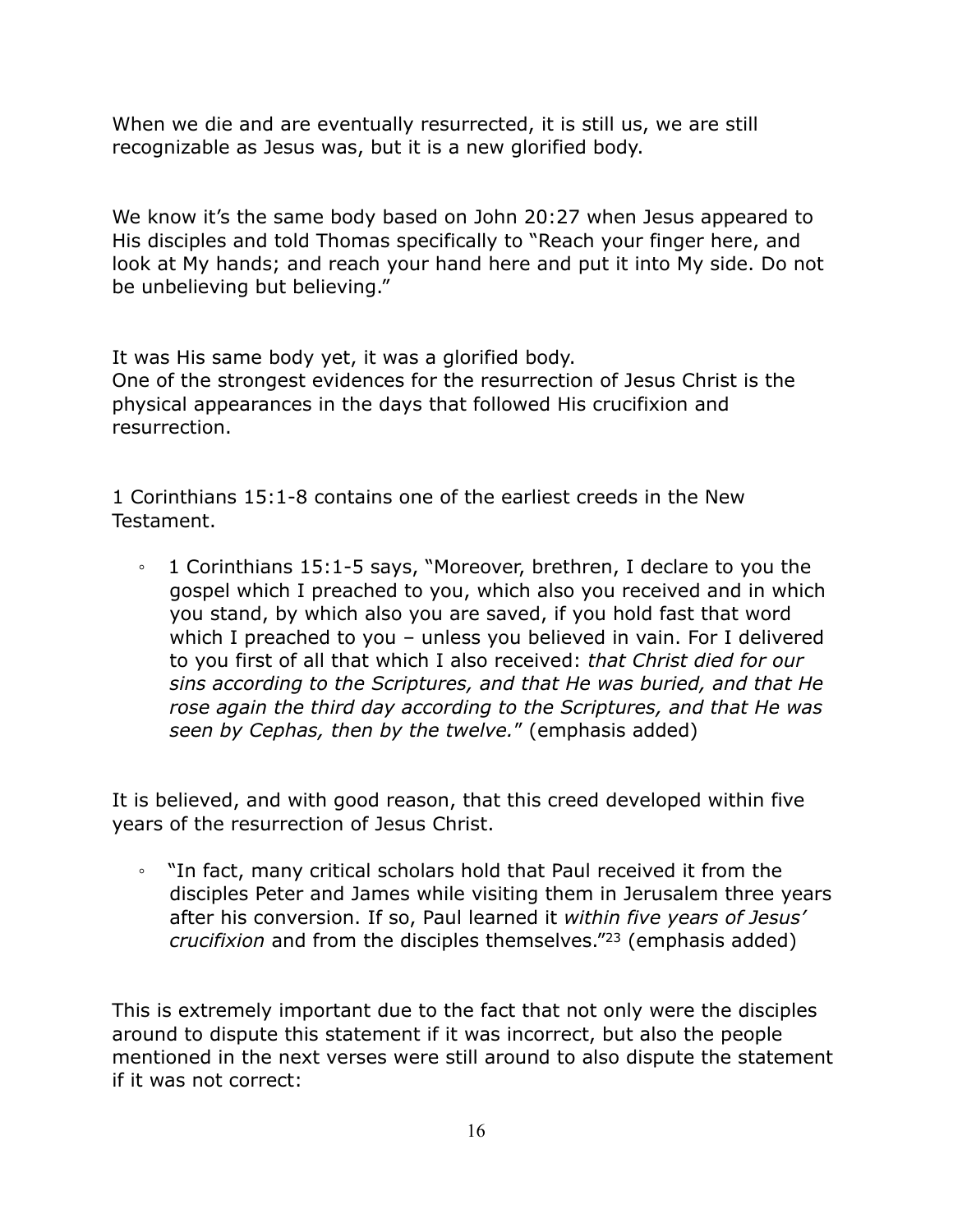When we die and are eventually resurrected, it is still us, we are still recognizable as Jesus was, but it is a new glorified body.

We know it's the same body based on John 20:27 when Jesus appeared to His disciples and told Thomas specifically to "Reach your finger here, and look at My hands; and reach your hand here and put it into My side. Do not be unbelieving but believing."

It was His same body yet, it was a glorified body.
One of the strongest evidences for the resurrection of Jesus Christ is the physical appearances in the days that followed His crucifixion and resurrection.

1 Corinthians 15:1-8 contains one of the earliest creeds in the New Testament.

- 1 Corinthians 15:1-5 says, "Moreover, brethren, I declare to you the gospel which I preached to you, which also you received and in which you stand, by which also you are saved, if you hold fast that word which I preached to you – unless you believed in vain. For I delivered to you first of all that which I also received: *that Christ died for our sins according to the Scriptures, and that He was buried, and that He rose again the third day according to the Scriptures, and that He was seen by Cephas, then by the twelve.*" (emphasis added)

It is believed, and with good reason, that this creed developed within five years of the resurrection of Jesus Christ.

- "In fact, many critical scholars hold that Paul received it from the disciples Peter and James while visiting them in Jerusalem three years after his conversion. If so, Paul learned it *within five years of Jesus' crucifixion* and from the disciples themselves."[23] (emphasis added)

This is extremely important due to the fact that not only were the disciples around to dispute this statement if it was incorrect, but also the people mentioned in the next verses were still around to also dispute the statement if it was not correct: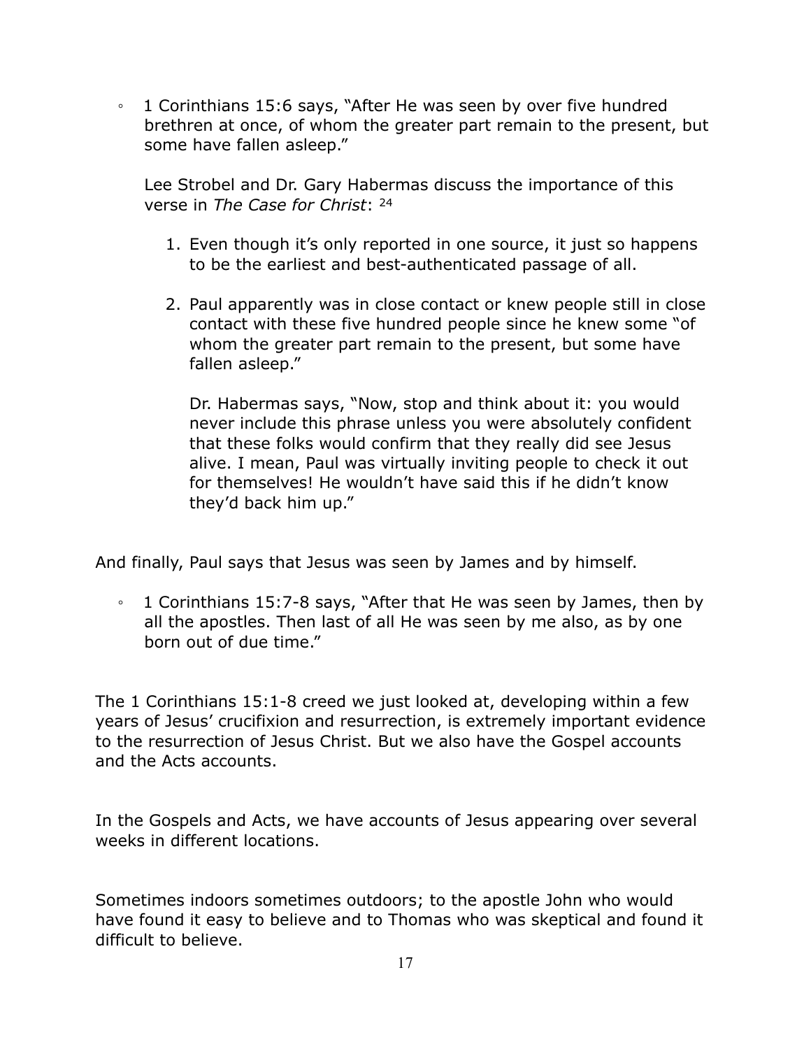- 1 Corinthians 15:6 says, "After He was seen by over five hundred brethren at once, of whom the greater part remain to the present, but some have fallen asleep."

  Lee Strobel and Dr. Gary Habermas discuss the importance of this verse in *The Case for Christ*: [24]

  1. Even though it's only reported in one source, it just so happens to be the earliest and best-authenticated passage of all.

  2. Paul apparently was in close contact or knew people still in close contact with these five hundred people since he knew some "of whom the greater part remain to the present, but some have fallen asleep."

     Dr. Habermas says, "Now, stop and think about it: you would never include this phrase unless you were absolutely confident that these folks would confirm that they really did see Jesus alive. I mean, Paul was virtually inviting people to check it out for themselves! He wouldn't have said this if he didn't know they'd back him up."

And finally, Paul says that Jesus was seen by James and by himself.

- 1 Corinthians 15:7-8 says, "After that He was seen by James, then by all the apostles. Then last of all He was seen by me also, as by one born out of due time."

The 1 Corinthians 15:1-8 creed we just looked at, developing within a few years of Jesus' crucifixion and resurrection, is extremely important evidence to the resurrection of Jesus Christ. But we also have the Gospel accounts and the Acts accounts.

In the Gospels and Acts, we have accounts of Jesus appearing over several weeks in different locations.

Sometimes indoors sometimes outdoors; to the apostle John who would have found it easy to believe and to Thomas who was skeptical and found it difficult to believe.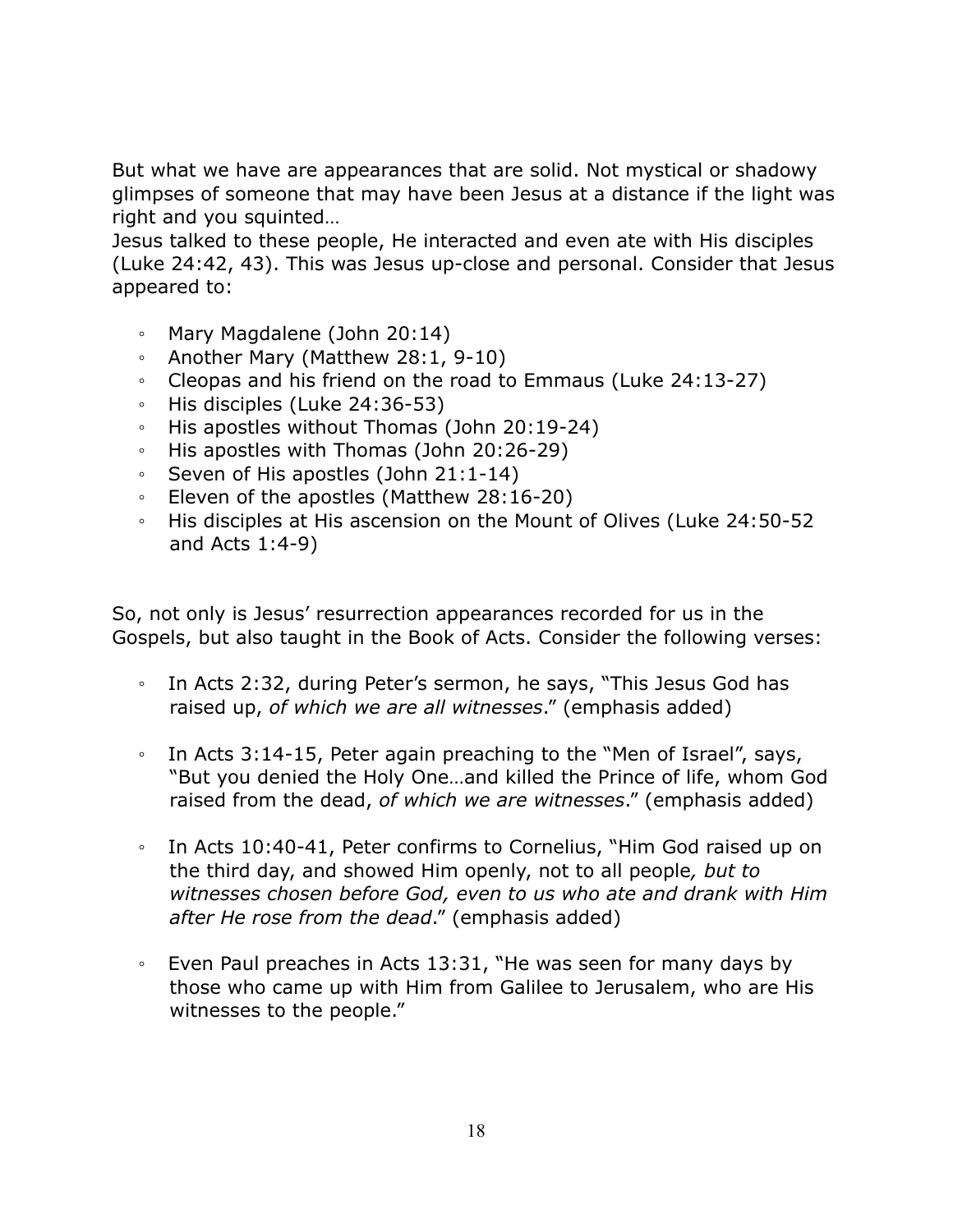But what we have are appearances that are solid. Not mystical or shadowy glimpses of someone that may have been Jesus at a distance if the light was right and you squinted…

Jesus talked to these people, He interacted and even ate with His disciples (Luke 24:42, 43). This was Jesus up-close and personal. Consider that Jesus appeared to:

- Mary Magdalene (John 20:14)
- Another Mary (Matthew 28:1, 9-10)
- Cleopas and his friend on the road to Emmaus (Luke 24:13-27)
- His disciples (Luke 24:36-53)
- His apostles without Thomas (John 20:19-24)
- His apostles with Thomas (John 20:26-29)
- Seven of His apostles (John 21:1-14)
- Eleven of the apostles (Matthew 28:16-20)
- His disciples at His ascension on the Mount of Olives (Luke 24:50-52 and Acts 1:4-9)

So, not only is Jesus' resurrection appearances recorded for us in the Gospels, but also taught in the Book of Acts. Consider the following verses:

- In Acts 2:32, during Peter's sermon, he says, "This Jesus God has raised up, *of which we are all witnesses*." (emphasis added)

- In Acts 3:14-15, Peter again preaching to the "Men of Israel", says, "But you denied the Holy One…and killed the Prince of life, whom God raised from the dead, *of which we are witnesses*." (emphasis added)

- In Acts 10:40-41, Peter confirms to Cornelius, "Him God raised up on the third day, and showed Him openly, not to all people*, but to witnesses chosen before God, even to us who ate and drank with Him after He rose from the dead*." (emphasis added)

- Even Paul preaches in Acts 13:31, "He was seen for many days by those who came up with Him from Galilee to Jerusalem, who are His witnesses to the people."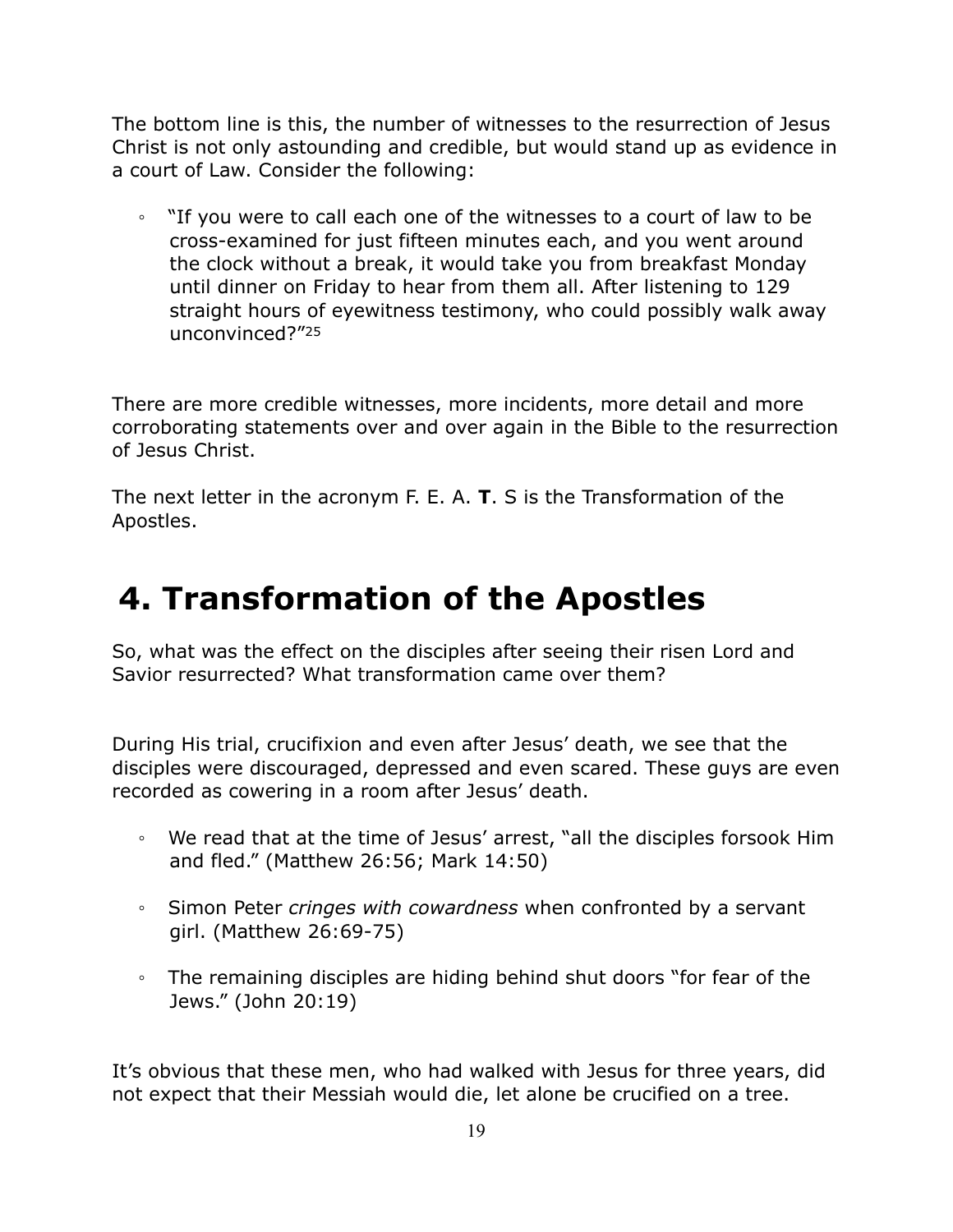The bottom line is this, the number of witnesses to the resurrection of Jesus Christ is not only astounding and credible, but would stand up as evidence in a court of Law. Consider the following:

- "If you were to call each one of the witnesses to a court of law to be cross-examined for just fifteen minutes each, and you went around the clock without a break, it would take you from breakfast Monday until dinner on Friday to hear from them all. After listening to 129 straight hours of eyewitness testimony, who could possibly walk away unconvinced?"[25]

There are more credible witnesses, more incidents, more detail and more corroborating statements over and over again in the Bible to the resurrection of Jesus Christ.

The next letter in the acronym F. E. A. **T**. S is the Transformation of the Apostles.

# 4. Transformation of the Apostles

So, what was the effect on the disciples after seeing their risen Lord and Savior resurrected? What transformation came over them?

During His trial, crucifixion and even after Jesus' death, we see that the disciples were discouraged, depressed and even scared. These guys are even recorded as cowering in a room after Jesus' death.

- We read that at the time of Jesus' arrest, "all the disciples forsook Him and fled." (Matthew 26:56; Mark 14:50)
- Simon Peter *cringes with cowardness* when confronted by a servant girl. (Matthew 26:69-75)
- The remaining disciples are hiding behind shut doors "for fear of the Jews." (John 20:19)

It's obvious that these men, who had walked with Jesus for three years, did not expect that their Messiah would die, let alone be crucified on a tree.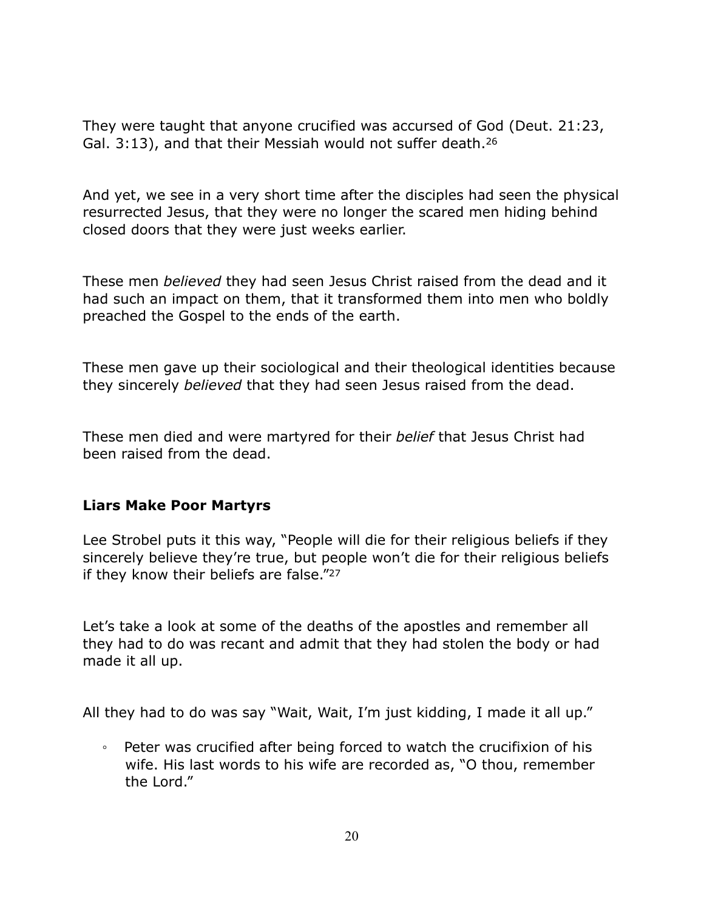They were taught that anyone crucified was accursed of God (Deut. 21:23, Gal. 3:13), and that their Messiah would not suffer death.[26]

And yet, we see in a very short time after the disciples had seen the physical resurrected Jesus, that they were no longer the scared men hiding behind closed doors that they were just weeks earlier.

These men *believed* they had seen Jesus Christ raised from the dead and it had such an impact on them, that it transformed them into men who boldly preached the Gospel to the ends of the earth.

These men gave up their sociological and their theological identities because they sincerely *believed* that they had seen Jesus raised from the dead.

These men died and were martyred for their *belief* that Jesus Christ had been raised from the dead.

**Liars Make Poor Martyrs**

Lee Strobel puts it this way, "People will die for their religious beliefs if they sincerely believe they're true, but people won't die for their religious beliefs if they know their beliefs are false."[27]

Let's take a look at some of the deaths of the apostles and remember all they had to do was recant and admit that they had stolen the body or had made it all up.

All they had to do was say "Wait, Wait, I'm just kidding, I made it all up."

- Peter was crucified after being forced to watch the crucifixion of his wife. His last words to his wife are recorded as, "O thou, remember the Lord."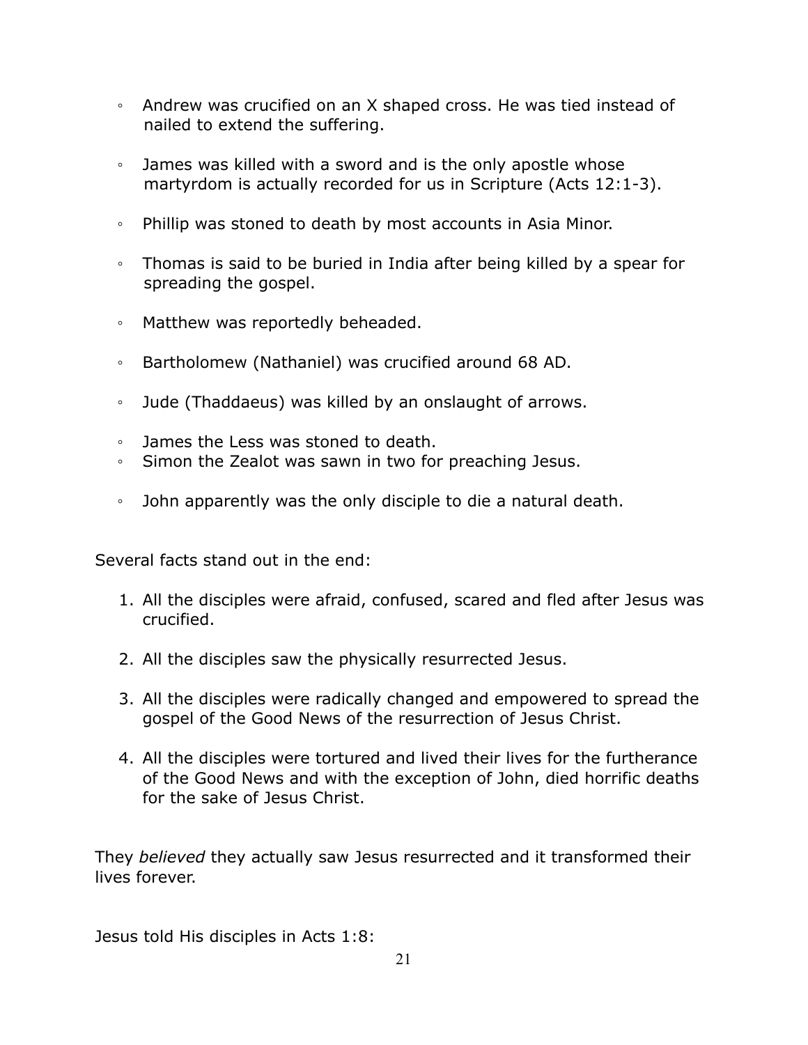- Andrew was crucified on an X shaped cross. He was tied instead of nailed to extend the suffering.

- James was killed with a sword and is the only apostle whose martyrdom is actually recorded for us in Scripture (Acts 12:1-3).

- Phillip was stoned to death by most accounts in Asia Minor.

- Thomas is said to be buried in India after being killed by a spear for spreading the gospel.

- Matthew was reportedly beheaded.

- Bartholomew (Nathaniel) was crucified around 68 AD.

- Jude (Thaddaeus) was killed by an onslaught of arrows.

- James the Less was stoned to death.
- Simon the Zealot was sawn in two for preaching Jesus.

- John apparently was the only disciple to die a natural death.

Several facts stand out in the end:

1. All the disciples were afraid, confused, scared and fled after Jesus was crucified.

2. All the disciples saw the physically resurrected Jesus.

3. All the disciples were radically changed and empowered to spread the gospel of the Good News of the resurrection of Jesus Christ.

4. All the disciples were tortured and lived their lives for the furtherance of the Good News and with the exception of John, died horrific deaths for the sake of Jesus Christ.

They *believed* they actually saw Jesus resurrected and it transformed their lives forever.

Jesus told His disciples in Acts 1:8: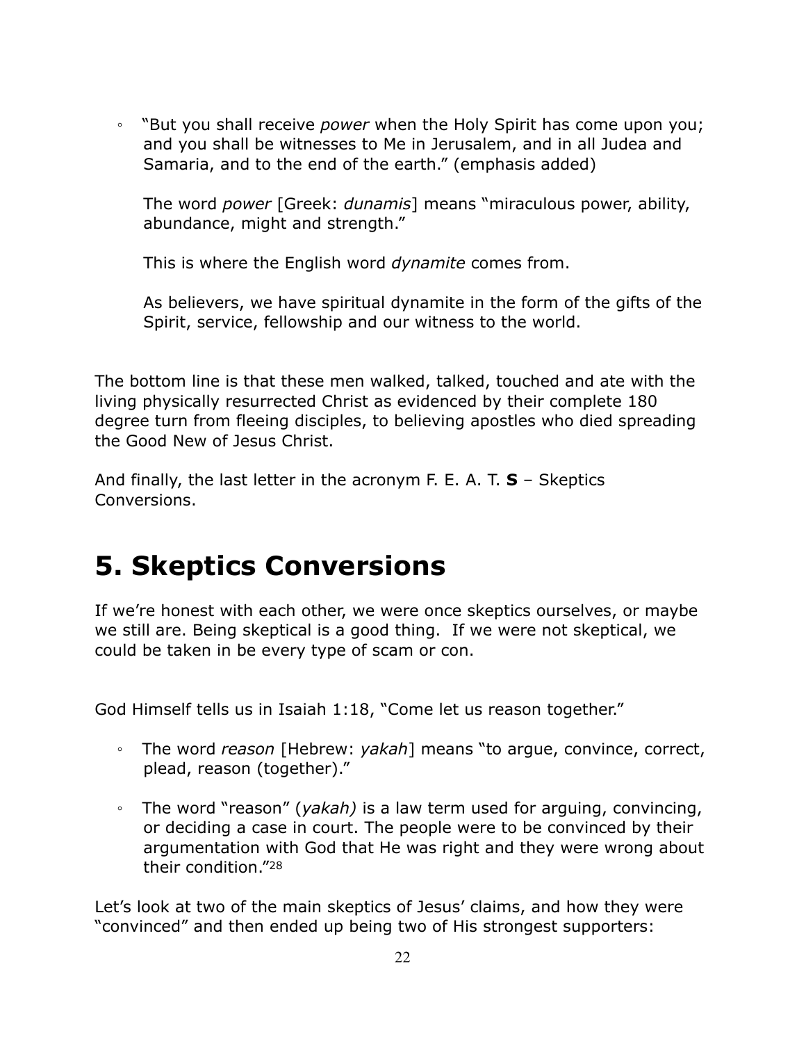- "But you shall receive *power* when the Holy Spirit has come upon you; and you shall be witnesses to Me in Jerusalem, and in all Judea and Samaria, and to the end of the earth." (emphasis added)

  The word *power* [Greek: *dunamis*] means "miraculous power, ability, abundance, might and strength."

  This is where the English word *dynamite* comes from.

  As believers, we have spiritual dynamite in the form of the gifts of the Spirit, service, fellowship and our witness to the world.

The bottom line is that these men walked, talked, touched and ate with the living physically resurrected Christ as evidenced by their complete 180 degree turn from fleeing disciples, to believing apostles who died spreading the Good New of Jesus Christ.

And finally, the last letter in the acronym F. E. A. T. **S** – Skeptics Conversions.

# 5. Skeptics Conversions

If we're honest with each other, we were once skeptics ourselves, or maybe we still are. Being skeptical is a good thing. If we were not skeptical, we could be taken in be every type of scam or con.

God Himself tells us in Isaiah 1:18, "Come let us reason together."

- The word *reason* [Hebrew: *yakah*] means "to argue, convince, correct, plead, reason (together)."
- The word "reason" (*yakah)* is a law term used for arguing, convincing, or deciding a case in court. The people were to be convinced by their argumentation with God that He was right and they were wrong about their condition."[28]

Let's look at two of the main skeptics of Jesus' claims, and how they were "convinced" and then ended up being two of His strongest supporters: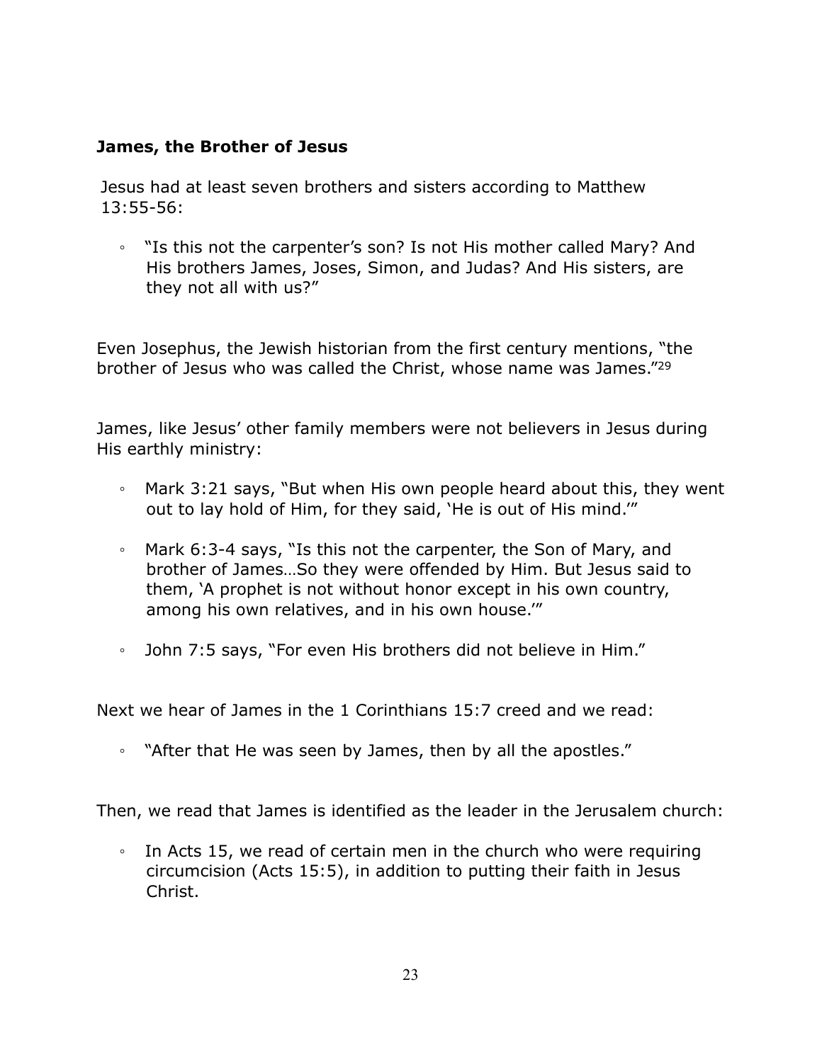**James, the Brother of Jesus**

Jesus had at least seven brothers and sisters according to Matthew 13:55-56:

- "Is this not the carpenter's son? Is not His mother called Mary? And His brothers James, Joses, Simon, and Judas? And His sisters, are they not all with us?"

Even Josephus, the Jewish historian from the first century mentions, "the brother of Jesus who was called the Christ, whose name was James."[29]

James, like Jesus' other family members were not believers in Jesus during His earthly ministry:

- Mark 3:21 says, "But when His own people heard about this, they went out to lay hold of Him, for they said, 'He is out of His mind.'"
- Mark 6:3-4 says, "Is this not the carpenter, the Son of Mary, and brother of James…So they were offended by Him. But Jesus said to them, 'A prophet is not without honor except in his own country, among his own relatives, and in his own house.'"
- John 7:5 says, "For even His brothers did not believe in Him."

Next we hear of James in the 1 Corinthians 15:7 creed and we read:

- "After that He was seen by James, then by all the apostles."

Then, we read that James is identified as the leader in the Jerusalem church:

- In Acts 15, we read of certain men in the church who were requiring circumcision (Acts 15:5), in addition to putting their faith in Jesus Christ.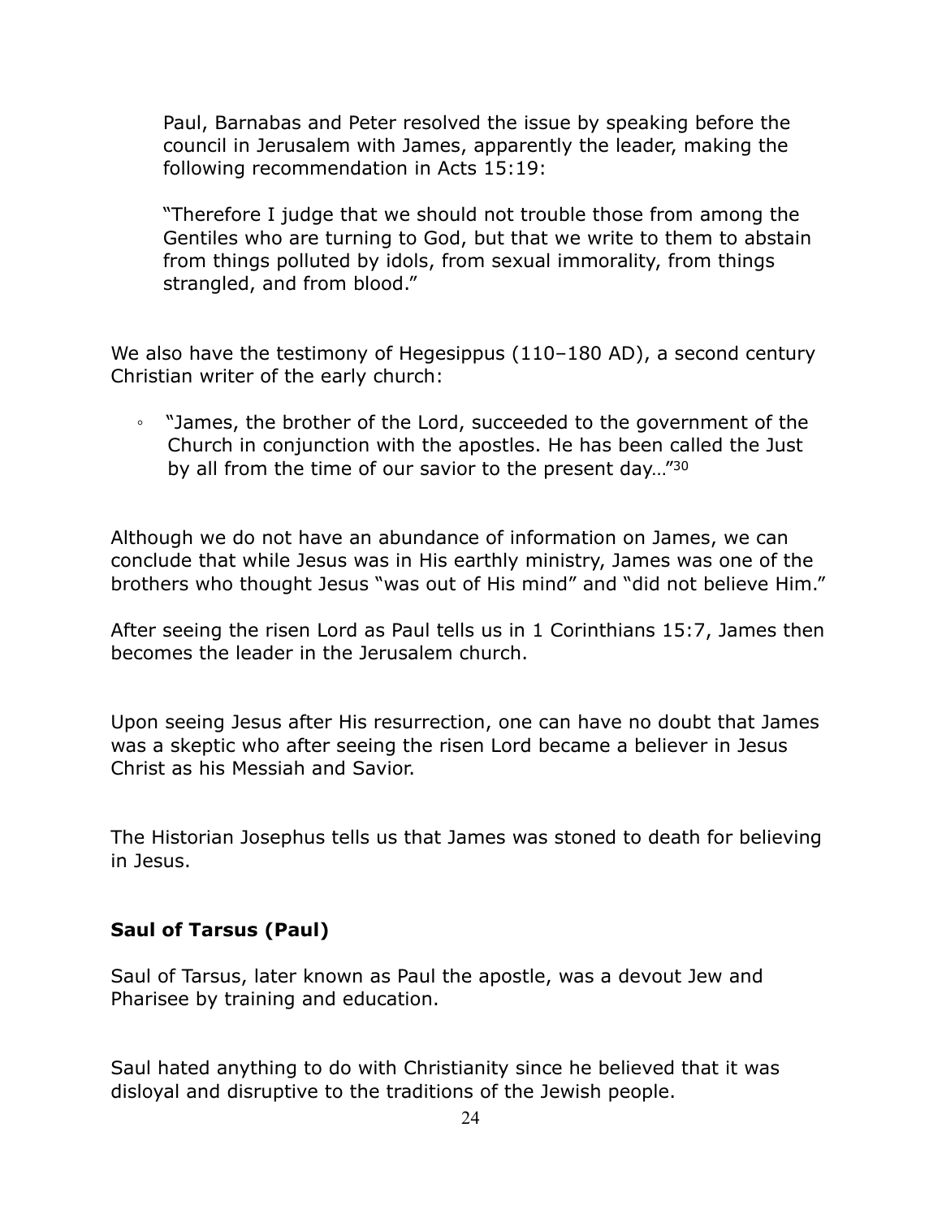Paul, Barnabas and Peter resolved the issue by speaking before the council in Jerusalem with James, apparently the leader, making the following recommendation in Acts 15:19:

"Therefore I judge that we should not trouble those from among the Gentiles who are turning to God, but that we write to them to abstain from things polluted by idols, from sexual immorality, from things strangled, and from blood."

We also have the testimony of Hegesippus (110–180 AD), a second century Christian writer of the early church:

- "James, the brother of the Lord, succeeded to the government of the Church in conjunction with the apostles. He has been called the Just by all from the time of our savior to the present day…"[30]

Although we do not have an abundance of information on James, we can conclude that while Jesus was in His earthly ministry, James was one of the brothers who thought Jesus "was out of His mind" and "did not believe Him."

After seeing the risen Lord as Paul tells us in 1 Corinthians 15:7, James then becomes the leader in the Jerusalem church.

Upon seeing Jesus after His resurrection, one can have no doubt that James was a skeptic who after seeing the risen Lord became a believer in Jesus Christ as his Messiah and Savior.

The Historian Josephus tells us that James was stoned to death for believing in Jesus.

**Saul of Tarsus (Paul)**

Saul of Tarsus, later known as Paul the apostle, was a devout Jew and Pharisee by training and education.

Saul hated anything to do with Christianity since he believed that it was disloyal and disruptive to the traditions of the Jewish people.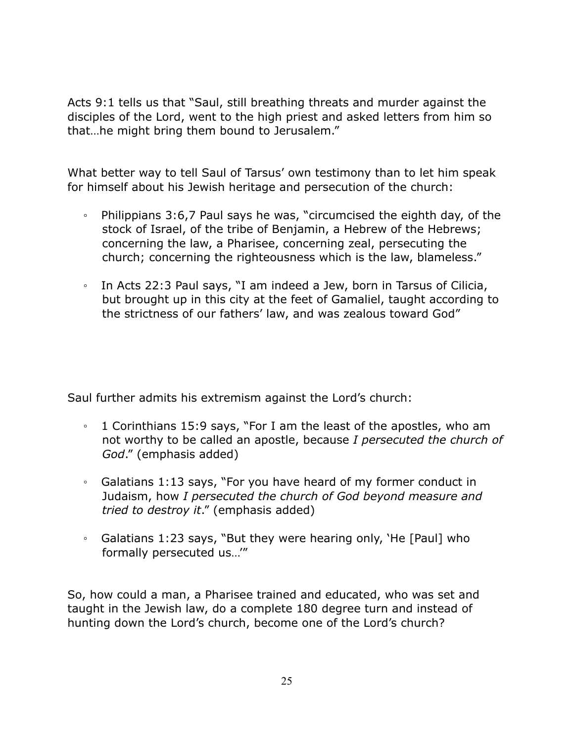Acts 9:1 tells us that "Saul, still breathing threats and murder against the disciples of the Lord, went to the high priest and asked letters from him so that…he might bring them bound to Jerusalem."

What better way to tell Saul of Tarsus' own testimony than to let him speak for himself about his Jewish heritage and persecution of the church:

- Philippians 3:6,7 Paul says he was, "circumcised the eighth day, of the stock of Israel, of the tribe of Benjamin, a Hebrew of the Hebrews; concerning the law, a Pharisee, concerning zeal, persecuting the church; concerning the righteousness which is the law, blameless."
- In Acts 22:3 Paul says, "I am indeed a Jew, born in Tarsus of Cilicia, but brought up in this city at the feet of Gamaliel, taught according to the strictness of our fathers' law, and was zealous toward God"

Saul further admits his extremism against the Lord's church:

- 1 Corinthians 15:9 says, "For I am the least of the apostles, who am not worthy to be called an apostle, because *I persecuted the church of God*." (emphasis added)
- Galatians 1:13 says, "For you have heard of my former conduct in Judaism, how *I persecuted the church of God beyond measure and tried to destroy it*." (emphasis added)
- Galatians 1:23 says, "But they were hearing only, 'He [Paul] who formally persecuted us…'"

So, how could a man, a Pharisee trained and educated, who was set and taught in the Jewish law, do a complete 180 degree turn and instead of hunting down the Lord's church, become one of the Lord's church?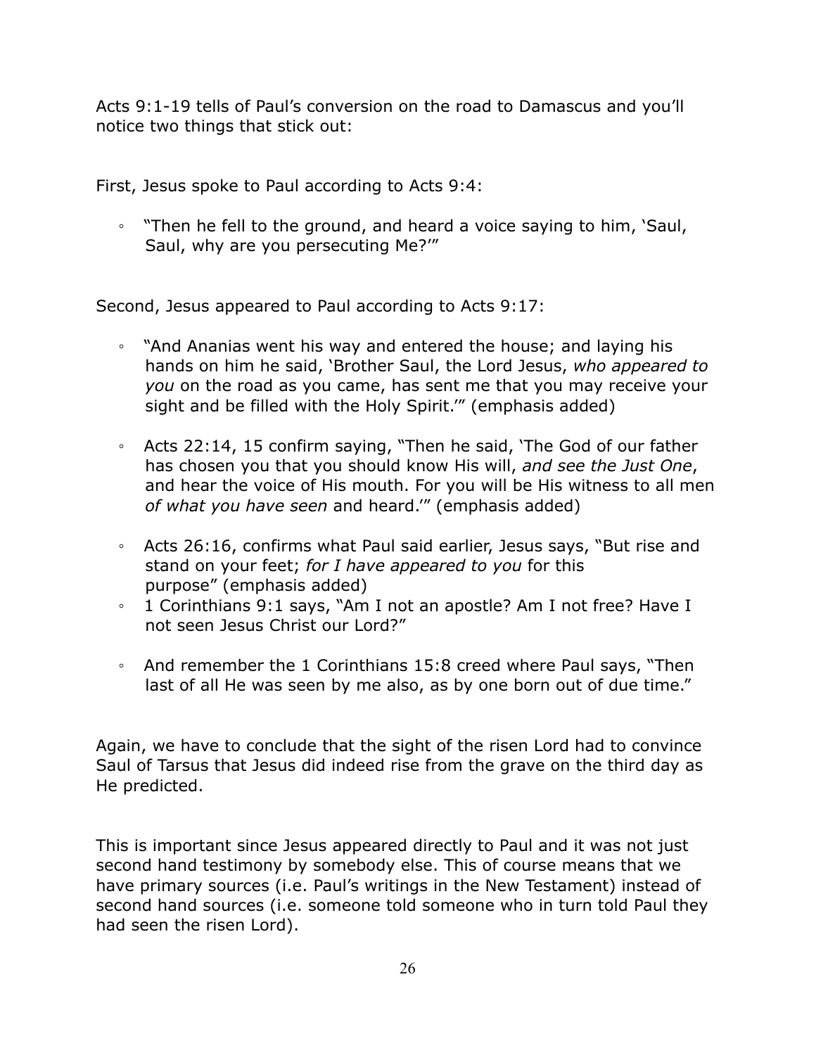Acts 9:1-19 tells of Paul's conversion on the road to Damascus and you'll notice two things that stick out:

First, Jesus spoke to Paul according to Acts 9:4:

- "Then he fell to the ground, and heard a voice saying to him, 'Saul, Saul, why are you persecuting Me?'"

Second, Jesus appeared to Paul according to Acts 9:17:

- "And Ananias went his way and entered the house; and laying his hands on him he said, 'Brother Saul, the Lord Jesus, *who appeared to you* on the road as you came, has sent me that you may receive your sight and be filled with the Holy Spirit.'" (emphasis added)
- Acts 22:14, 15 confirm saying, "Then he said, 'The God of our father has chosen you that you should know His will, *and see the Just One*, and hear the voice of His mouth. For you will be His witness to all men *of what you have seen* and heard.'" (emphasis added)
- Acts 26:16, confirms what Paul said earlier, Jesus says, "But rise and stand on your feet; *for I have appeared to you* for this purpose" (emphasis added)
- 1 Corinthians 9:1 says, "Am I not an apostle? Am I not free? Have I not seen Jesus Christ our Lord?"
- And remember the 1 Corinthians 15:8 creed where Paul says, "Then last of all He was seen by me also, as by one born out of due time."

Again, we have to conclude that the sight of the risen Lord had to convince Saul of Tarsus that Jesus did indeed rise from the grave on the third day as He predicted.

This is important since Jesus appeared directly to Paul and it was not just second hand testimony by somebody else. This of course means that we have primary sources (i.e. Paul's writings in the New Testament) instead of second hand sources (i.e. someone told someone who in turn told Paul they had seen the risen Lord).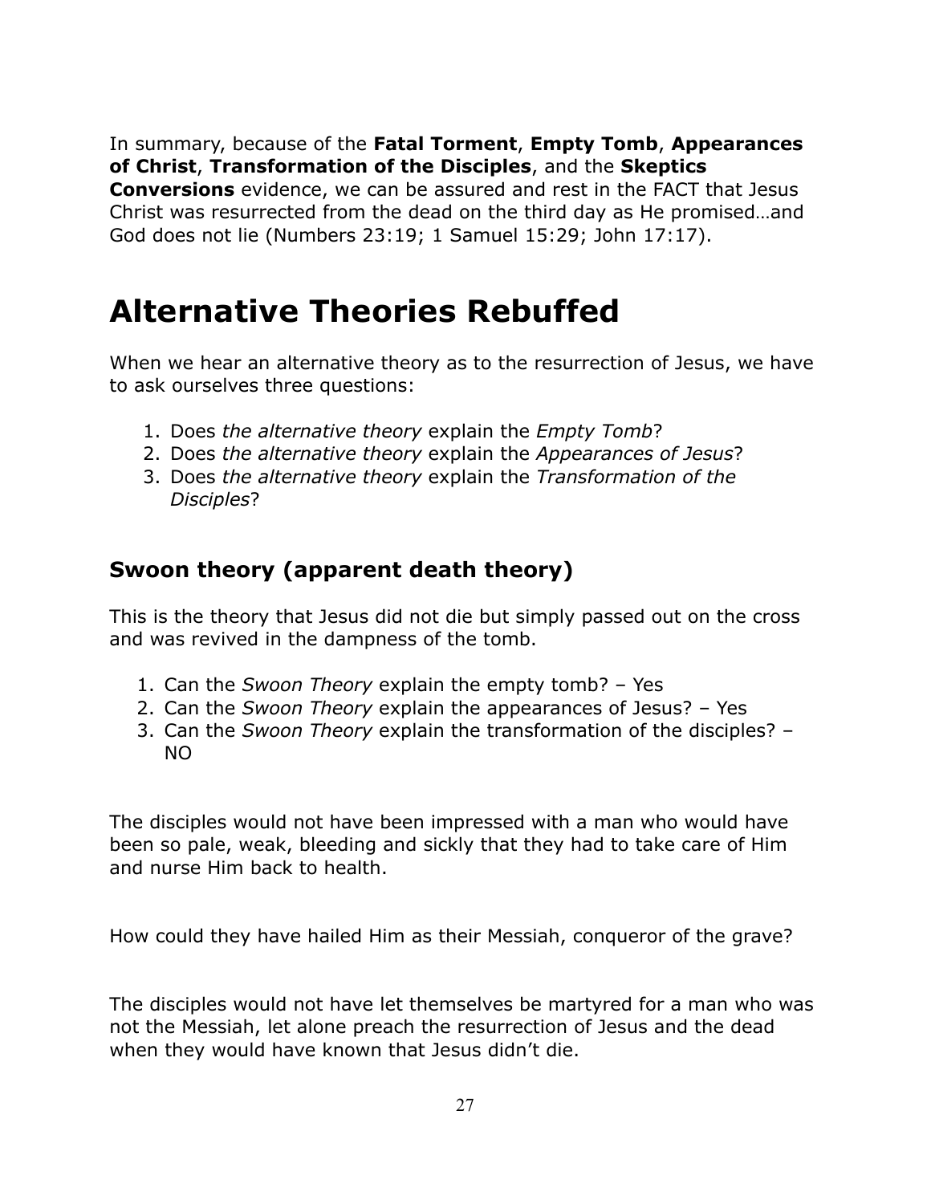In summary, because of the **Fatal Torment**, **Empty Tomb**, **Appearances of Christ**, **Transformation of the Disciples**, and the **Skeptics Conversions** evidence, we can be assured and rest in the FACT that Jesus Christ was resurrected from the dead on the third day as He promised…and God does not lie (Numbers 23:19; 1 Samuel 15:29; John 17:17).

# Alternative Theories Rebuffed

When we hear an alternative theory as to the resurrection of Jesus, we have to ask ourselves three questions:

1. Does *the alternative theory* explain the *Empty Tomb*?
2. Does *the alternative theory* explain the *Appearances of Jesus*?
3. Does *the alternative theory* explain the *Transformation of the Disciples*?

## Swoon theory (apparent death theory)

This is the theory that Jesus did not die but simply passed out on the cross and was revived in the dampness of the tomb.

1. Can the *Swoon Theory* explain the empty tomb? – Yes
2. Can the *Swoon Theory* explain the appearances of Jesus? – Yes
3. Can the *Swoon Theory* explain the transformation of the disciples? – NO

The disciples would not have been impressed with a man who would have been so pale, weak, bleeding and sickly that they had to take care of Him and nurse Him back to health.

How could they have hailed Him as their Messiah, conqueror of the grave?

The disciples would not have let themselves be martyred for a man who was not the Messiah, let alone preach the resurrection of Jesus and the dead when they would have known that Jesus didn't die.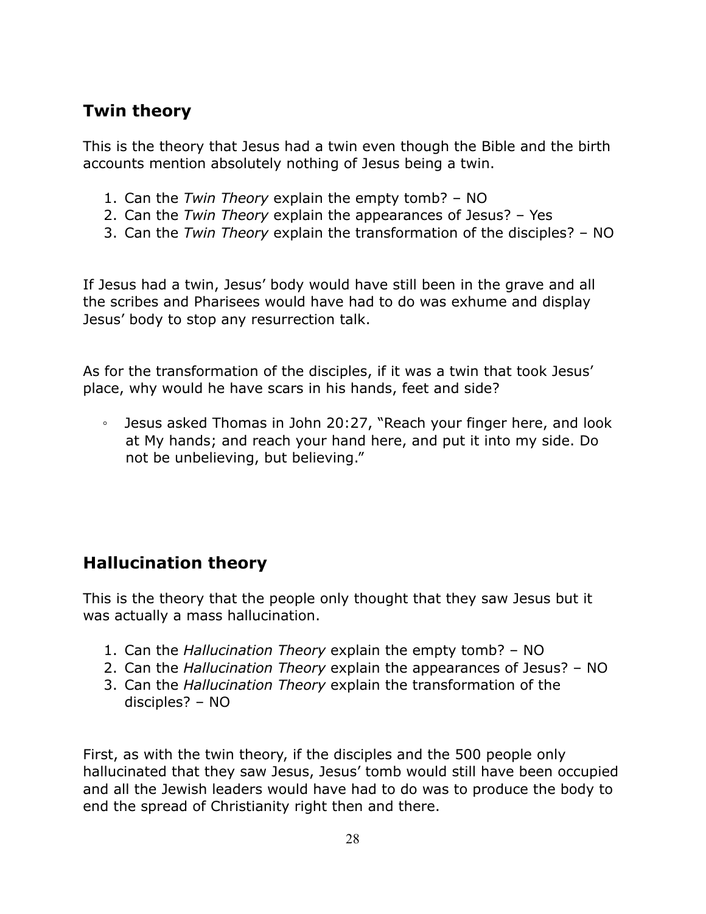## Twin theory

This is the theory that Jesus had a twin even though the Bible and the birth accounts mention absolutely nothing of Jesus being a twin.

1. Can the *Twin Theory* explain the empty tomb? – NO
2. Can the *Twin Theory* explain the appearances of Jesus? – Yes
3. Can the *Twin Theory* explain the transformation of the disciples? – NO

If Jesus had a twin, Jesus' body would have still been in the grave and all the scribes and Pharisees would have had to do was exhume and display Jesus' body to stop any resurrection talk.

As for the transformation of the disciples, if it was a twin that took Jesus' place, why would he have scars in his hands, feet and side?

- Jesus asked Thomas in John 20:27, "Reach your finger here, and look at My hands; and reach your hand here, and put it into my side. Do not be unbelieving, but believing."

## Hallucination theory

This is the theory that the people only thought that they saw Jesus but it was actually a mass hallucination.

1. Can the *Hallucination Theory* explain the empty tomb? – NO
2. Can the *Hallucination Theory* explain the appearances of Jesus? – NO
3. Can the *Hallucination Theory* explain the transformation of the disciples? – NO

First, as with the twin theory, if the disciples and the 500 people only hallucinated that they saw Jesus, Jesus' tomb would still have been occupied and all the Jewish leaders would have had to do was to produce the body to end the spread of Christianity right then and there.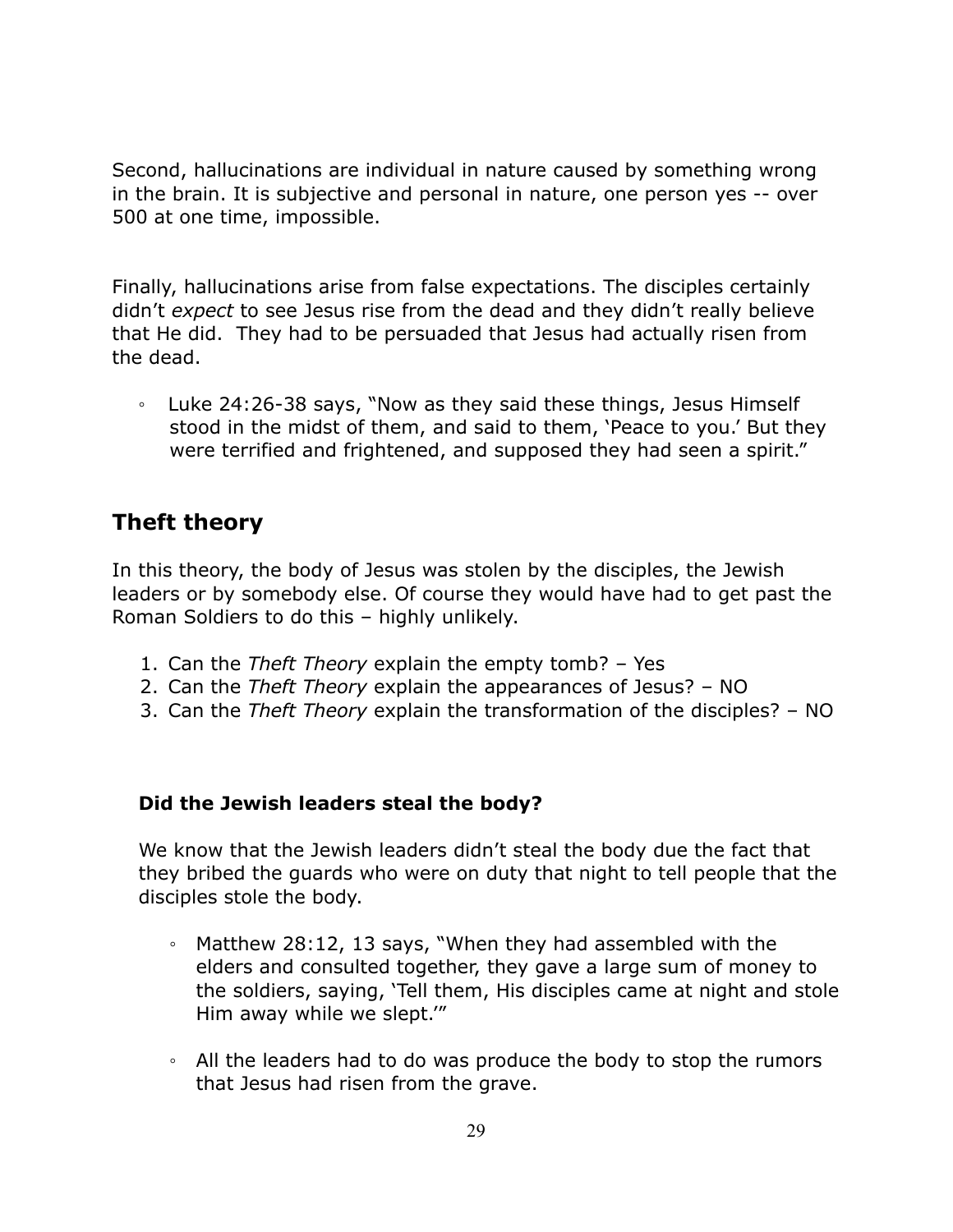Second, hallucinations are individual in nature caused by something wrong in the brain. It is subjective and personal in nature, one person yes -- over 500 at one time, impossible.

Finally, hallucinations arise from false expectations. The disciples certainly didn't *expect* to see Jesus rise from the dead and they didn't really believe that He did. They had to be persuaded that Jesus had actually risen from the dead.

- Luke 24:26-38 says, "Now as they said these things, Jesus Himself stood in the midst of them, and said to them, 'Peace to you.' But they were terrified and frightened, and supposed they had seen a spirit."

## Theft theory

In this theory, the body of Jesus was stolen by the disciples, the Jewish leaders or by somebody else. Of course they would have had to get past the Roman Soldiers to do this – highly unlikely.

1. Can the *Theft Theory* explain the empty tomb? – Yes
2. Can the *Theft Theory* explain the appearances of Jesus? – NO
3. Can the *Theft Theory* explain the transformation of the disciples? – NO

### Did the Jewish leaders steal the body?

We know that the Jewish leaders didn't steal the body due the fact that they bribed the guards who were on duty that night to tell people that the disciples stole the body.

- Matthew 28:12, 13 says, "When they had assembled with the elders and consulted together, they gave a large sum of money to the soldiers, saying, 'Tell them, His disciples came at night and stole Him away while we slept.'"
- All the leaders had to do was produce the body to stop the rumors that Jesus had risen from the grave.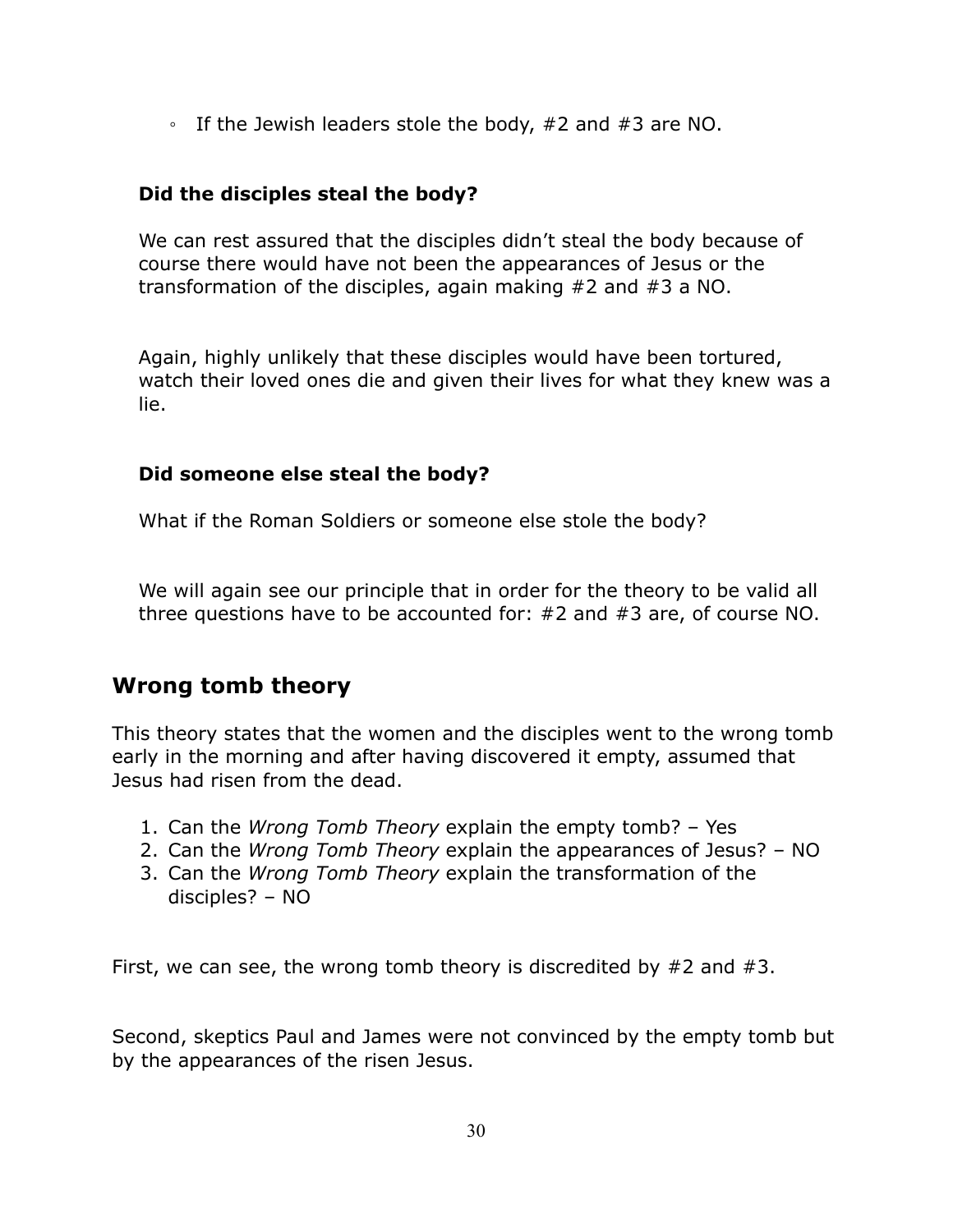- If the Jewish leaders stole the body, #2 and #3 are NO.

### Did the disciples steal the body?

We can rest assured that the disciples didn't steal the body because of course there would have not been the appearances of Jesus or the transformation of the disciples, again making #2 and #3 a NO.

Again, highly unlikely that these disciples would have been tortured, watch their loved ones die and given their lives for what they knew was a lie.

### Did someone else steal the body?

What if the Roman Soldiers or someone else stole the body?

We will again see our principle that in order for the theory to be valid all three questions have to be accounted for: #2 and #3 are, of course NO.

## Wrong tomb theory

This theory states that the women and the disciples went to the wrong tomb early in the morning and after having discovered it empty, assumed that Jesus had risen from the dead.

1. Can the *Wrong Tomb Theory* explain the empty tomb? – Yes
2. Can the *Wrong Tomb Theory* explain the appearances of Jesus? – NO
3. Can the *Wrong Tomb Theory* explain the transformation of the disciples? – NO

First, we can see, the wrong tomb theory is discredited by #2 and #3.

Second, skeptics Paul and James were not convinced by the empty tomb but by the appearances of the risen Jesus.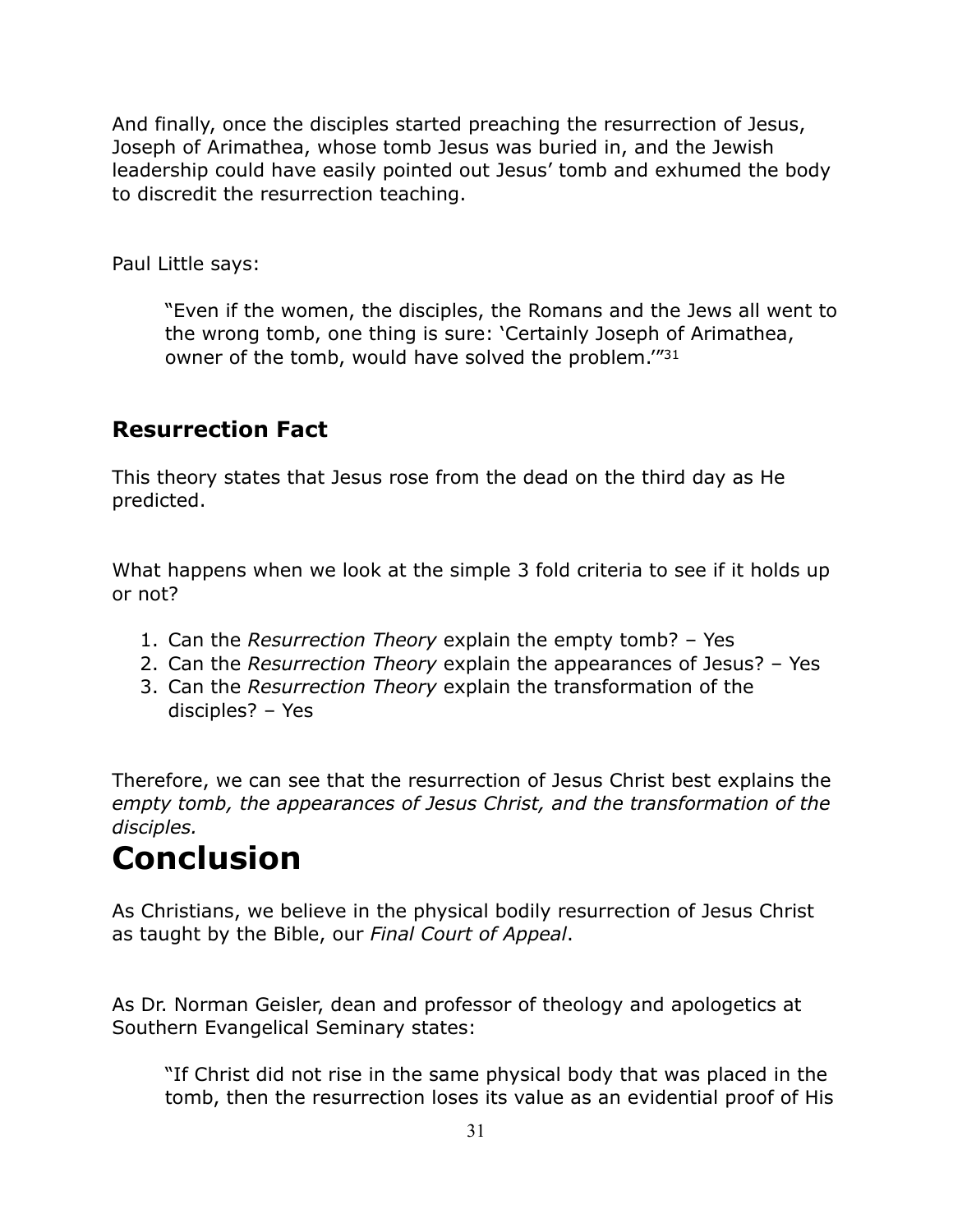And finally, once the disciples started preaching the resurrection of Jesus, Joseph of Arimathea, whose tomb Jesus was buried in, and the Jewish leadership could have easily pointed out Jesus' tomb and exhumed the body to discredit the resurrection teaching.

Paul Little says:

> "Even if the women, the disciples, the Romans and the Jews all went to the wrong tomb, one thing is sure: 'Certainly Joseph of Arimathea, owner of the tomb, would have solved the problem.'"[31]

## Resurrection Fact

This theory states that Jesus rose from the dead on the third day as He predicted.

What happens when we look at the simple 3 fold criteria to see if it holds up or not?

1. Can the *Resurrection Theory* explain the empty tomb? – Yes
2. Can the *Resurrection Theory* explain the appearances of Jesus? – Yes
3. Can the *Resurrection Theory* explain the transformation of the disciples? – Yes

Therefore, we can see that the resurrection of Jesus Christ best explains the *empty tomb, the appearances of Jesus Christ, and the transformation of the disciples.*

# Conclusion

As Christians, we believe in the physical bodily resurrection of Jesus Christ as taught by the Bible, our *Final Court of Appeal*.

As Dr. Norman Geisler, dean and professor of theology and apologetics at Southern Evangelical Seminary states:

> "If Christ did not rise in the same physical body that was placed in the tomb, then the resurrection loses its value as an evidential proof of His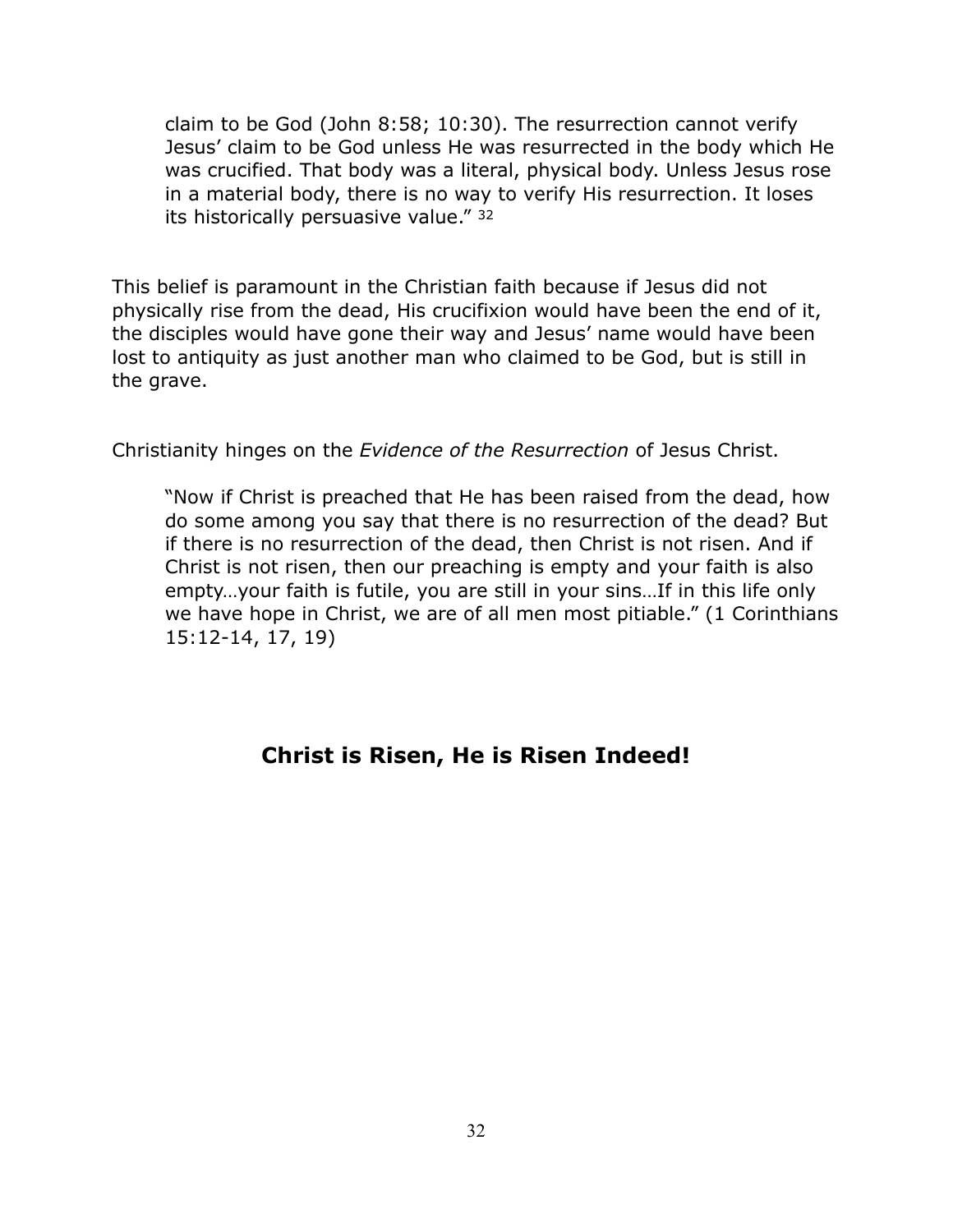> claim to be God (John 8:58; 10:30). The resurrection cannot verify Jesus' claim to be God unless He was resurrected in the body which He was crucified. That body was a literal, physical body. Unless Jesus rose in a material body, there is no way to verify His resurrection. It loses its historically persuasive value." [32]

This belief is paramount in the Christian faith because if Jesus did not physically rise from the dead, His crucifixion would have been the end of it, the disciples would have gone their way and Jesus' name would have been lost to antiquity as just another man who claimed to be God, but is still in the grave.

Christianity hinges on the *Evidence of the Resurrection* of Jesus Christ.

> "Now if Christ is preached that He has been raised from the dead, how do some among you say that there is no resurrection of the dead? But if there is no resurrection of the dead, then Christ is not risen. And if Christ is not risen, then our preaching is empty and your faith is also empty…your faith is futile, you are still in your sins…If in this life only we have hope in Christ, we are of all men most pitiable." (1 Corinthians 15:12-14, 17, 19)

## Christ is Risen, He is Risen Indeed!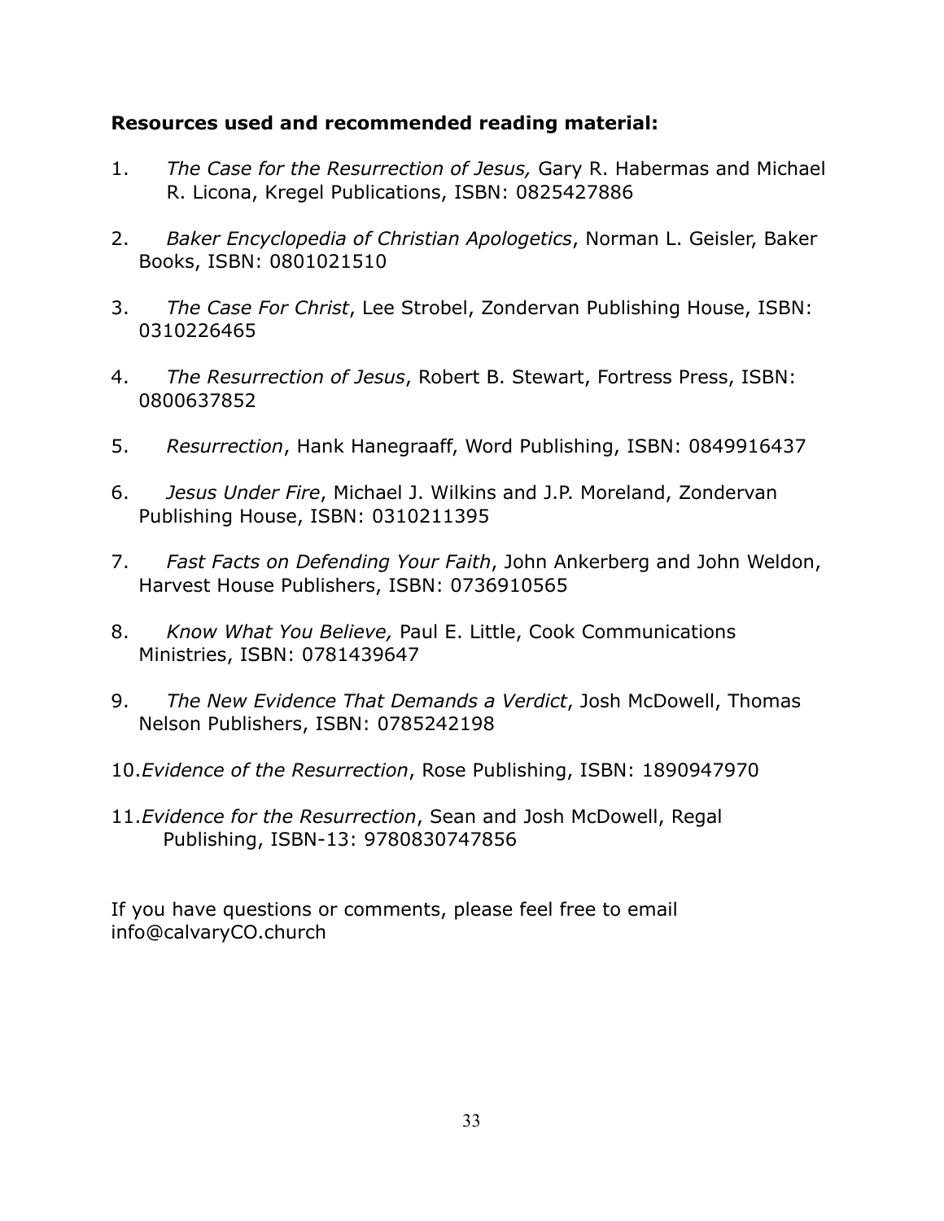**Resources used and recommended reading material:**

1. *The Case for the Resurrection of Jesus,* Gary R. Habermas and Michael R. Licona, Kregel Publications, ISBN: 0825427886

2. *Baker Encyclopedia of Christian Apologetics*, Norman L. Geisler, Baker Books, ISBN: 0801021510

3. *The Case For Christ*, Lee Strobel, Zondervan Publishing House, ISBN: 0310226465

4. *The Resurrection of Jesus*, Robert B. Stewart, Fortress Press, ISBN: 0800637852

5. *Resurrection*, Hank Hanegraaff, Word Publishing, ISBN: 0849916437

6. *Jesus Under Fire*, Michael J. Wilkins and J.P. Moreland, Zondervan Publishing House, ISBN: 0310211395

7. *Fast Facts on Defending Your Faith*, John Ankerberg and John Weldon, Harvest House Publishers, ISBN: 0736910565

8. *Know What You Believe,* Paul E. Little, Cook Communications Ministries, ISBN: 0781439647

9. *The New Evidence That Demands a Verdict*, Josh McDowell, Thomas Nelson Publishers, ISBN: 0785242198

10. *Evidence of the Resurrection*, Rose Publishing, ISBN: 1890947970

11. *Evidence for the Resurrection*, Sean and Josh McDowell, Regal Publishing, ISBN-13: 9780830747856

If you have questions or comments, please feel free to email info@calvaryCO.church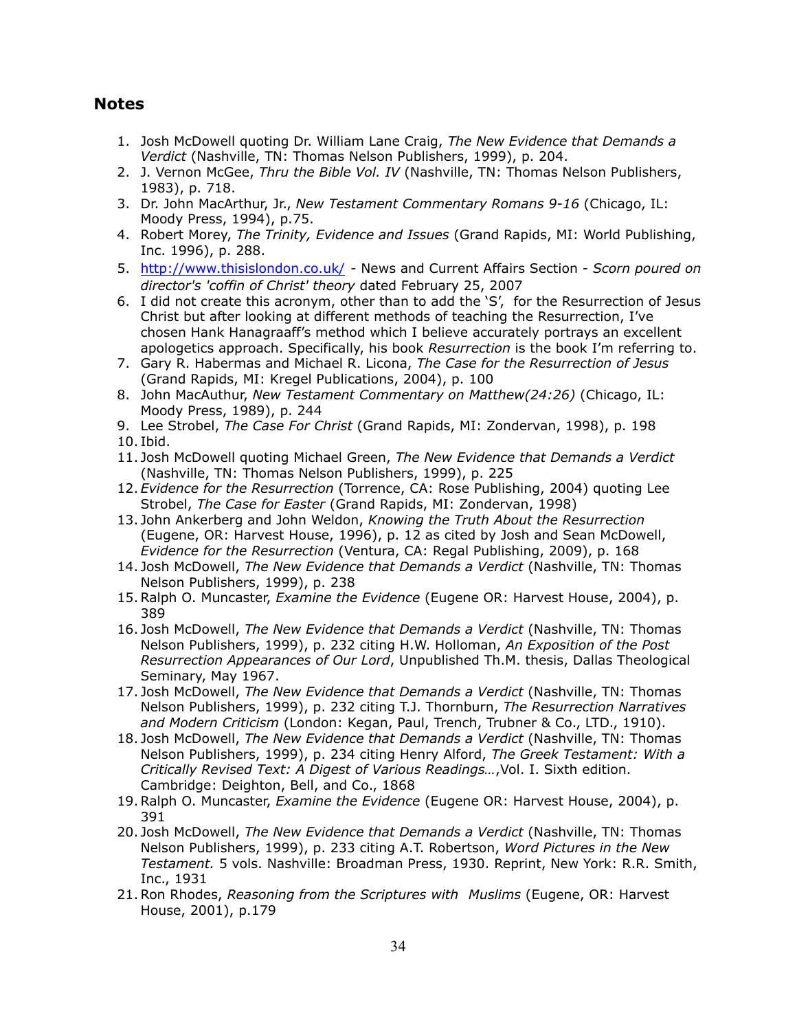## Notes

1. Josh McDowell quoting Dr. William Lane Craig, *The New Evidence that Demands a Verdict* (Nashville, TN: Thomas Nelson Publishers, 1999), p. 204.
2. J. Vernon McGee, *Thru the Bible Vol. IV* (Nashville, TN: Thomas Nelson Publishers, 1983), p. 718.
3. Dr. John MacArthur, Jr., *New Testament Commentary Romans 9-16* (Chicago, IL: Moody Press, 1994), p.75.
4. Robert Morey, *The Trinity, Evidence and Issues* (Grand Rapids, MI: World Publishing, Inc. 1996), p. 288.
5. http://www.thisislondon.co.uk/ - News and Current Affairs Section - *Scorn poured on director's 'coffin of Christ' theory* dated February 25, 2007
6. I did not create this acronym, other than to add the 'S', for the Resurrection of Jesus Christ but after looking at different methods of teaching the Resurrection, I've chosen Hank Hanagraaff's method which I believe accurately portrays an excellent apologetics approach. Specifically, his book *Resurrection* is the book I'm referring to.
7. Gary R. Habermas and Michael R. Licona, *The Case for the Resurrection of Jesus* (Grand Rapids, MI: Kregel Publications, 2004), p. 100
8. John MacAuthur, *New Testament Commentary on Matthew(24:26)* (Chicago, IL: Moody Press, 1989), p. 244
9. Lee Strobel, *The Case For Christ* (Grand Rapids, MI: Zondervan, 1998), p. 198
10. Ibid.
11. Josh McDowell quoting Michael Green, *The New Evidence that Demands a Verdict* (Nashville, TN: Thomas Nelson Publishers, 1999), p. 225
12. *Evidence for the Resurrection* (Torrence, CA: Rose Publishing, 2004) quoting Lee Strobel, *The Case for Easter* (Grand Rapids, MI: Zondervan, 1998)
13. John Ankerberg and John Weldon, *Knowing the Truth About the Resurrection* (Eugene, OR: Harvest House, 1996), p. 12 as cited by Josh and Sean McDowell, *Evidence for the Resurrection* (Ventura, CA: Regal Publishing, 2009), p. 168
14. Josh McDowell, *The New Evidence that Demands a Verdict* (Nashville, TN: Thomas Nelson Publishers, 1999), p. 238
15. Ralph O. Muncaster, *Examine the Evidence* (Eugene OR: Harvest House, 2004), p. 389
16. Josh McDowell, *The New Evidence that Demands a Verdict* (Nashville, TN: Thomas Nelson Publishers, 1999), p. 232 citing H.W. Holloman, *An Exposition of the Post Resurrection Appearances of Our Lord*, Unpublished Th.M. thesis, Dallas Theological Seminary, May 1967.
17. Josh McDowell, *The New Evidence that Demands a Verdict* (Nashville, TN: Thomas Nelson Publishers, 1999), p. 232 citing T.J. Thornburn, *The Resurrection Narratives and Modern Criticism* (London: Kegan, Paul, Trench, Trubner & Co., LTD., 1910).
18. Josh McDowell, *The New Evidence that Demands a Verdict* (Nashville, TN: Thomas Nelson Publishers, 1999), p. 234 citing Henry Alford, *The Greek Testament: With a Critically Revised Text: A Digest of Various Readings…*,Vol. I. Sixth edition. Cambridge: Deighton, Bell, and Co., 1868
19. Ralph O. Muncaster, *Examine the Evidence* (Eugene OR: Harvest House, 2004), p. 391
20. Josh McDowell, *The New Evidence that Demands a Verdict* (Nashville, TN: Thomas Nelson Publishers, 1999), p. 233 citing A.T. Robertson, *Word Pictures in the New Testament.* 5 vols. Nashville: Broadman Press, 1930. Reprint, New York: R.R. Smith, Inc., 1931
21. Ron Rhodes, *Reasoning from the Scriptures with Muslims* (Eugene, OR: Harvest House, 2001), p.179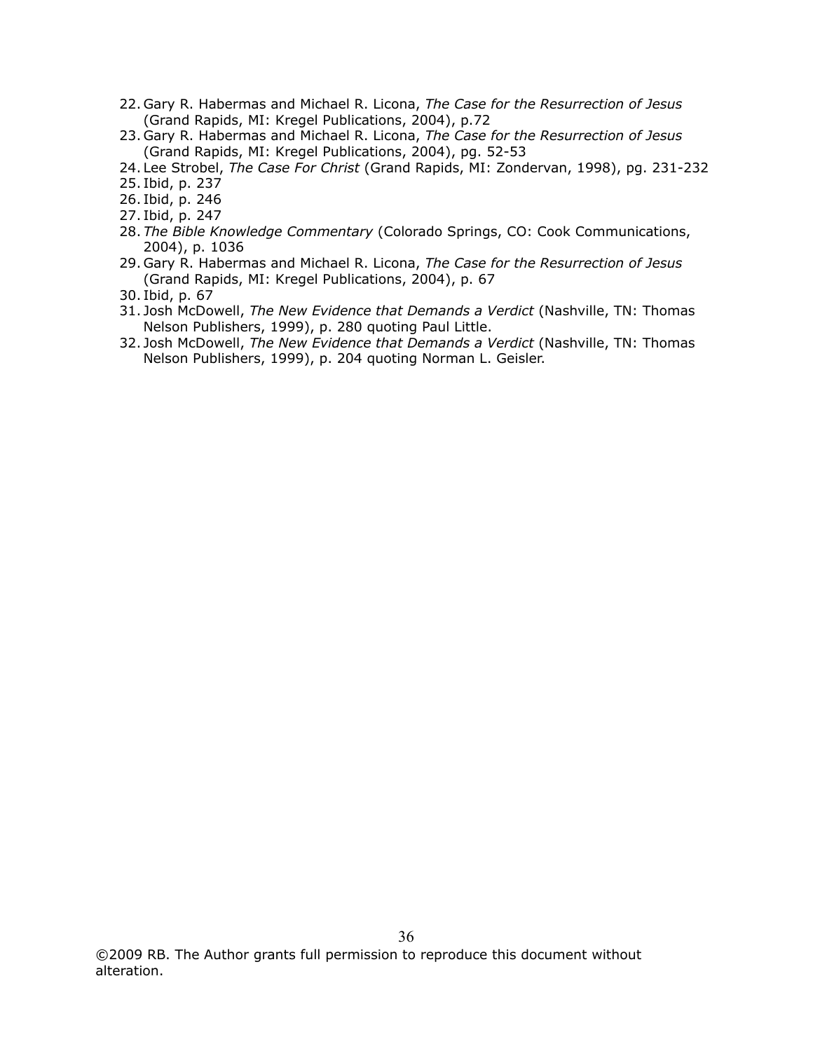22. Gary R. Habermas and Michael R. Licona, *The Case for the Resurrection of Jesus* (Grand Rapids, MI: Kregel Publications, 2004), p.72
23. Gary R. Habermas and Michael R. Licona, *The Case for the Resurrection of Jesus* (Grand Rapids, MI: Kregel Publications, 2004), pg. 52-53
24. Lee Strobel, *The Case For Christ* (Grand Rapids, MI: Zondervan, 1998), pg. 231-232
25. Ibid, p. 237
26. Ibid, p. 246
27. Ibid, p. 247
28. *The Bible Knowledge Commentary* (Colorado Springs, CO: Cook Communications, 2004), p. 1036
29. Gary R. Habermas and Michael R. Licona, *The Case for the Resurrection of Jesus* (Grand Rapids, MI: Kregel Publications, 2004), p. 67
30. Ibid, p. 67
31. Josh McDowell, *The New Evidence that Demands a Verdict* (Nashville, TN: Thomas Nelson Publishers, 1999), p. 280 quoting Paul Little.
32. Josh McDowell, *The New Evidence that Demands a Verdict* (Nashville, TN: Thomas Nelson Publishers, 1999), p. 204 quoting Norman L. Geisler.